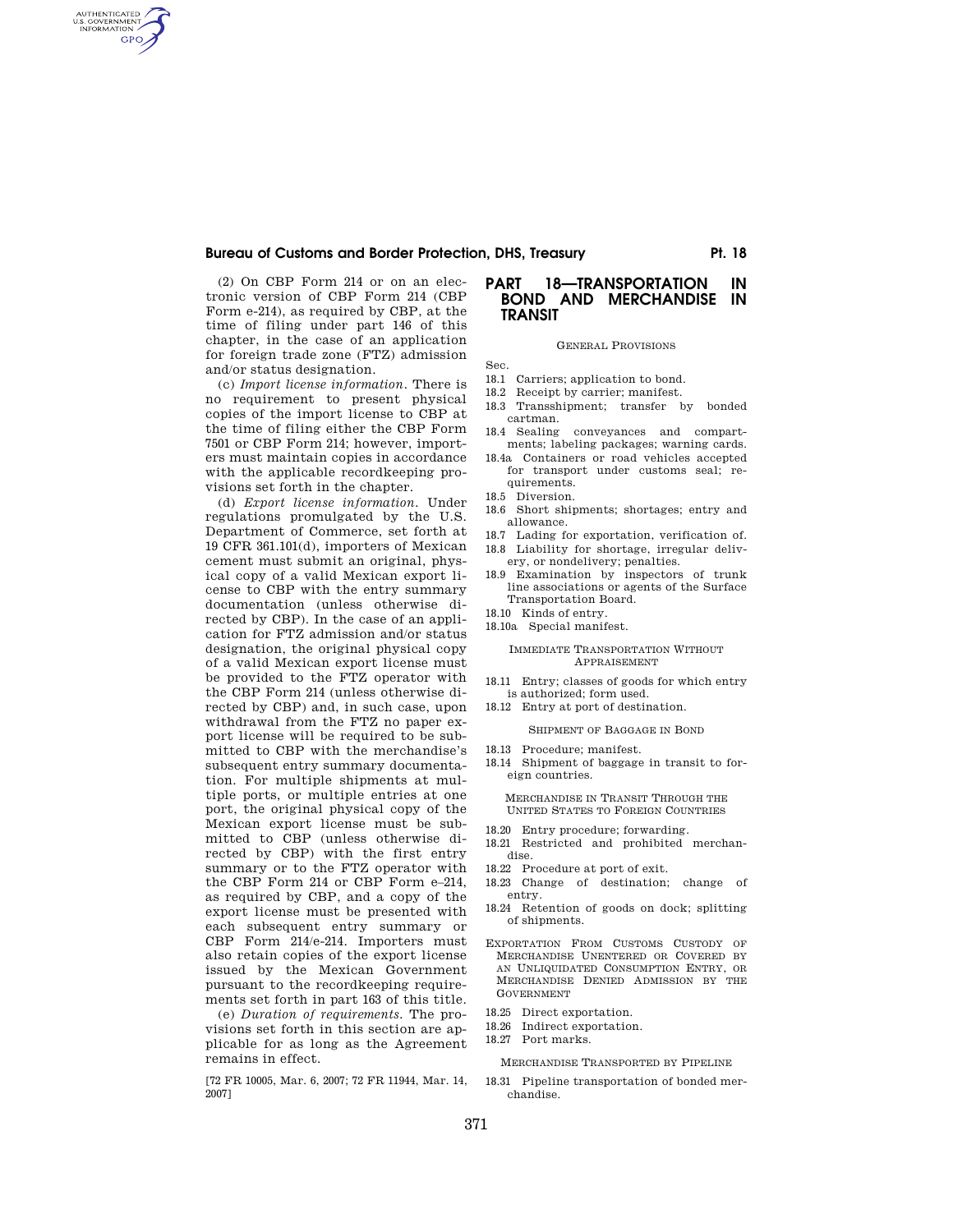(2) On CBP Form 214 or on an electronic version of CBP Form 214 (CBP Form e-214), as required by CBP, at the time of filing under part 146 of this chapter, in the case of an application for foreign trade zone (FTZ) admission and/or status designation.

(c) *Import license information.* There is no requirement to present physical copies of the import license to CBP at the time of filing either the CBP Form 7501 or CBP Form 214; however, importers must maintain copies in accordance with the applicable recordkeeping provisions set forth in the chapter.

(d) *Export license information.* Under regulations promulgated by the U.S. Department of Commerce, set forth at 19 CFR 361.101(d), importers of Mexican cement must submit an original, physical copy of a valid Mexican export license to CBP with the entry summary documentation (unless otherwise directed by CBP). In the case of an application for FTZ admission and/or status designation, the original physical copy of a valid Mexican export license must be provided to the FTZ operator with the CBP Form 214 (unless otherwise directed by CBP) and, in such case, upon withdrawal from the FTZ no paper export license will be required to be submitted to CBP with the merchandise's subsequent entry summary documentation. For multiple shipments at multiple ports, or multiple entries at one port, the original physical copy of the Mexican export license must be submitted to CBP (unless otherwise directed by CBP) with the first entry summary or to the FTZ operator with the CBP Form 214 or CBP Form e–214, as required by CBP, and a copy of the export license must be presented with each subsequent entry summary or CBP Form 214/e-214. Importers must also retain copies of the export license issued by the Mexican Government pursuant to the recordkeeping requirements set forth in part 163 of this title.

(e) *Duration of requirements.* The provisions set forth in this section are applicable for as long as the Agreement remains in effect.

[72 FR 10005, Mar. 6, 2007; 72 FR 11944, Mar. 14, 2007]

# PART 18—TRANSPORTATION IN BOND AND MERCHANDISE IN TRANSIT

GENERAL PROVISIONS

Sec.

18.1 Carriers; application to bond.
18.2 Receipt by carrier; manifest.
18.3 Transshipment; transfer by bonded cartman.
18.4 Sealing conveyances and compartments; labeling packages; warning cards.
18.4a Containers or road vehicles accepted for transport under customs seal; requirements.
18.5 Diversion.
18.6 Short shipments; shortages; entry and allowance.
18.7 Lading for exportation, verification of.
18.8 Liability for shortage, irregular delivery, or nondelivery; penalties.
18.9 Examination by inspectors of trunk line associations or agents of the Surface Transportation Board.
18.10 Kinds of entry.
18.10a Special manifest.

IMMEDIATE TRANSPORTATION WITHOUT APPRAISEMENT

18.11 Entry; classes of goods for which entry is authorized; form used.
18.12 Entry at port of destination.

SHIPMENT OF BAGGAGE IN BOND

18.13 Procedure; manifest.
18.14 Shipment of baggage in transit to foreign countries.

MERCHANDISE IN TRANSIT THROUGH THE UNITED STATES TO FOREIGN COUNTRIES

18.20 Entry procedure; forwarding.
18.21 Restricted and prohibited merchandise.
18.22 Procedure at port of exit.
18.23 Change of destination; change of entry.
18.24 Retention of goods on dock; splitting of shipments.

EXPORTATION FROM CUSTOMS CUSTODY OF MERCHANDISE UNENTERED OR COVERED BY AN UNLIQUIDATED CONSUMPTION ENTRY, OR MERCHANDISE DENIED ADMISSION BY THE GOVERNMENT

18.25 Direct exportation.
18.26 Indirect exportation.
18.27 Port marks.

MERCHANDISE TRANSPORTED BY PIPELINE

18.31 Pipeline transportation of bonded merchandise.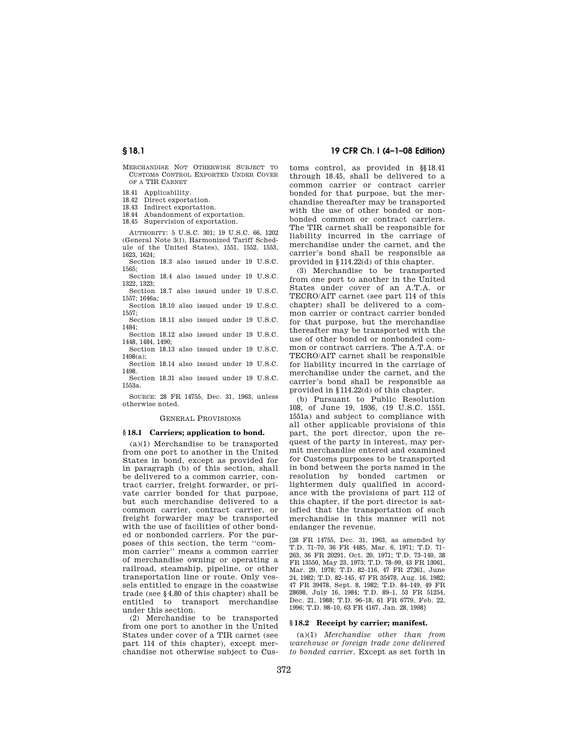MERCHANDISE NOT OTHERWISE SUBJECT TO CUSTOMS CONTROL EXPORTED UNDER COVER OF A TIR CARNET

18.41 Applicability.
18.42 Direct exportation.
18.43 Indirect exportation.
18.44 Abandonment of exportation.
18.45 Supervision of exportation.

AUTHORITY: 5 U.S.C. 301; 19 U.S.C. 66, 1202 (General Note 3(i), Harmonized Tariff Schedule of the United States), 1551, 1552, 1553, 1623, 1624;

Section 18.3 also issued under 19 U.S.C. 1565;

Section 18.4 also issued under 19 U.S.C. 1322, 1323;

Section 18.7 also issued under 19 U.S.C. 1557; 1646a;

Section 18.10 also issued under 19 U.S.C. 1557;

Section 18.11 also issued under 19 U.S.C. 1484;

Section 18.12 also issued under 19 U.S.C. 1448, 1484, 1490;

Section 18.13 also issued under 19 U.S.C. 1498(a);

Section 18.14 also issued under 19 U.S.C. 1498.

Section 18.31 also issued under 19 U.S.C. 1553a.

SOURCE: 28 FR 14755, Dec. 31, 1963, unless otherwise noted.

GENERAL PROVISIONS

### § 18.1 Carriers; application to bond.

(a)(1) Merchandise to be transported from one port to another in the United States in bond, except as provided for in paragraph (b) of this section, shall be delivered to a common carrier, contract carrier, freight forwarder, or private carrier bonded for that purpose, but such merchandise delivered to a common carrier, contract carrier, or freight forwarder may be transported with the use of facilities of other bonded or nonbonded carriers. For the purposes of this section, the term "common carrier" means a common carrier of merchandise owning or operating a railroad, steamship, pipeline, or other transportation line or route. Only vessels entitled to engage in the coastwise trade (see § 4.80 of this chapter) shall be entitled to transport merchandise under this section.

(2) Merchandise to be transported from one port to another in the United States under cover of a TIR carnet (see part 114 of this chapter), except merchandise not otherwise subject to Customs control, as provided in §§ 18.41 through 18.45, shall be delivered to a common carrier or contract carrier bonded for that purpose, but the merchandise thereafter may be transported with the use of other bonded or nonbonded common or contract carriers. The TIR carnet shall be responsible for liability incurred in the carriage of merchandise under the carnet, and the carrier's bond shall be responsible as provided in § 114.22(d) of this chapter.

(3) Merchandise to be transported from one port to another in the United States under cover of an A.T.A. or TECRO/AIT carnet (see part 114 of this chapter) shall be delivered to a common carrier or contract carrier bonded for that purpose, but the merchandise thereafter may be transported with the use of other bonded or nonbonded common or contract carriers. The A.T.A. or TECRO/AIT carnet shall be responsible for liability incurred in the carriage of merchandise under the carnet, and the carrier's bond shall be responsible as provided in § 114.22(d) of this chapter.

(b) Pursuant to Public Resolution 108, of June 19, 1936, (19 U.S.C. 1551, 1551a) and subject to compliance with all other applicable provisions of this part, the port director, upon the request of the party in interest, may permit merchandise entered and examined for Customs purposes to be transported in bond between the ports named in the resolution by bonded cartmen or lightermen duly qualified in accordance with the provisions of part 112 of this chapter, if the port director is satisfied that the transportation of such merchandise in this manner will not endanger the revenue.

[28 FR 14755, Dec. 31, 1963, as amended by T.D. 71–70, 36 FR 4485, Mar. 6, 1971; T.D. 71–263, 36 FR 20291, Oct. 20, 1971; T.D. 73–140, 38 FR 13550, May 23, 1973; T.D. 78–99, 43 FR 13061, Mar. 29, 1978; T.D. 82–116, 47 FR 27261, June 24, 1982; T.D. 82–145, 47 FR 35478, Aug. 16, 1982; 47 FR 39478, Sept. 8, 1982; T.D. 84–149, 49 FR 28698, July 16, 1984; T.D. 89–1, 53 FR 51254, Dec. 21, 1988; T.D. 96–18, 61 FR 6779, Feb. 22, 1996; T.D. 98–10, 63 FR 4167, Jan. 28, 1998]

### § 18.2 Receipt by carrier; manifest.

(a)(1) *Merchandise other than from warehouse or foreign trade zone delivered to bonded carrier*. Except as set forth in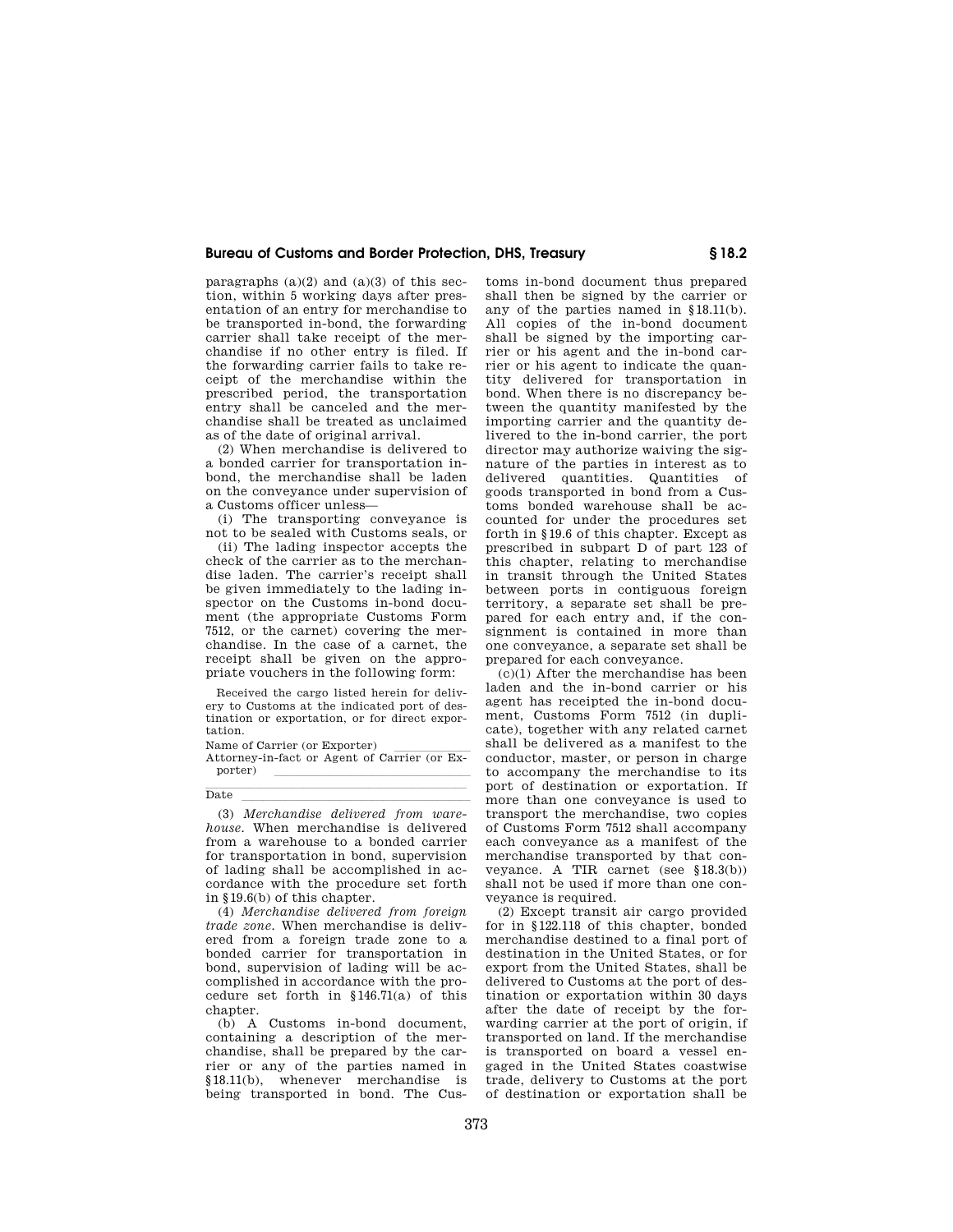paragraphs (a)(2) and (a)(3) of this section, within 5 working days after presentation of an entry for merchandise to be transported in-bond, the forwarding carrier shall take receipt of the merchandise if no other entry is filed. If the forwarding carrier fails to take receipt of the merchandise within the prescribed period, the transportation entry shall be canceled and the merchandise shall be treated as unclaimed as of the date of original arrival.

(2) When merchandise is delivered to a bonded carrier for transportation in-bond, the merchandise shall be laden on the conveyance under supervision of a Customs officer unless—

(i) The transporting conveyance is not to be sealed with Customs seals, or

(ii) The lading inspector accepts the check of the carrier as to the merchandise laden. The carrier's receipt shall be given immediately to the lading inspector on the Customs in-bond document (the appropriate Customs Form 7512, or the carnet) covering the merchandise. In the case of a carnet, the receipt shall be given on the appropriate vouchers in the following form:

Received the cargo listed herein for delivery to Customs at the indicated port of destination or exportation, or for direct exportation.

Name of Carrier (or Exporter) \_\_\_\_\_\_\_\_\_\_

Attorney-in-fact or Agent of Carrier (or Exporter) \_\_\_\_\_\_\_\_\_\_

\_\_\_\_\_\_\_\_\_\_

Date \_\_\_\_\_\_\_\_\_\_

(3) *Merchandise delivered from warehouse.* When merchandise is delivered from a warehouse to a bonded carrier for transportation in bond, supervision of lading shall be accomplished in accordance with the procedure set forth in §19.6(b) of this chapter.

(4) *Merchandise delivered from foreign trade zone.* When merchandise is delivered from a foreign trade zone to a bonded carrier for transportation in bond, supervision of lading will be accomplished in accordance with the procedure set forth in §146.71(a) of this chapter.

(b) A Customs in-bond document, containing a description of the merchandise, shall be prepared by the carrier or any of the parties named in §18.11(b), whenever merchandise is being transported in bond. The Customs in-bond document thus prepared shall then be signed by the carrier or any of the parties named in §18.11(b). All copies of the in-bond document shall be signed by the importing carrier or his agent and the in-bond carrier or his agent to indicate the quantity delivered for transportation in bond. When there is no discrepancy between the quantity manifested by the importing carrier and the quantity delivered to the in-bond carrier, the port director may authorize waiving the signature of the parties in interest as to delivered quantities. Quantities of goods transported in bond from a Customs bonded warehouse shall be accounted for under the procedures set forth in §19.6 of this chapter. Except as prescribed in subpart D of part 123 of this chapter, relating to merchandise in transit through the United States between ports in contiguous foreign territory, a separate set shall be prepared for each entry and, if the consignment is contained in more than one conveyance, a separate set shall be prepared for each conveyance.

(c)(1) After the merchandise has been laden and the in-bond carrier or his agent has receipted the in-bond document, Customs Form 7512 (in duplicate), together with any related carnet shall be delivered as a manifest to the conductor, master, or person in charge to accompany the merchandise to its port of destination or exportation. If more than one conveyance is used to transport the merchandise, two copies of Customs Form 7512 shall accompany each conveyance as a manifest of the merchandise transported by that conveyance. A TIR carnet (see §18.3(b)) shall not be used if more than one conveyance is required.

(2) Except transit air cargo provided for in §122.118 of this chapter, bonded merchandise destined to a final port of destination in the United States, or for export from the United States, shall be delivered to Customs at the port of destination or exportation within 30 days after the date of receipt by the forwarding carrier at the port of origin, if transported on land. If the merchandise is transported on board a vessel engaged in the United States coastwise trade, delivery to Customs at the port of destination or exportation shall be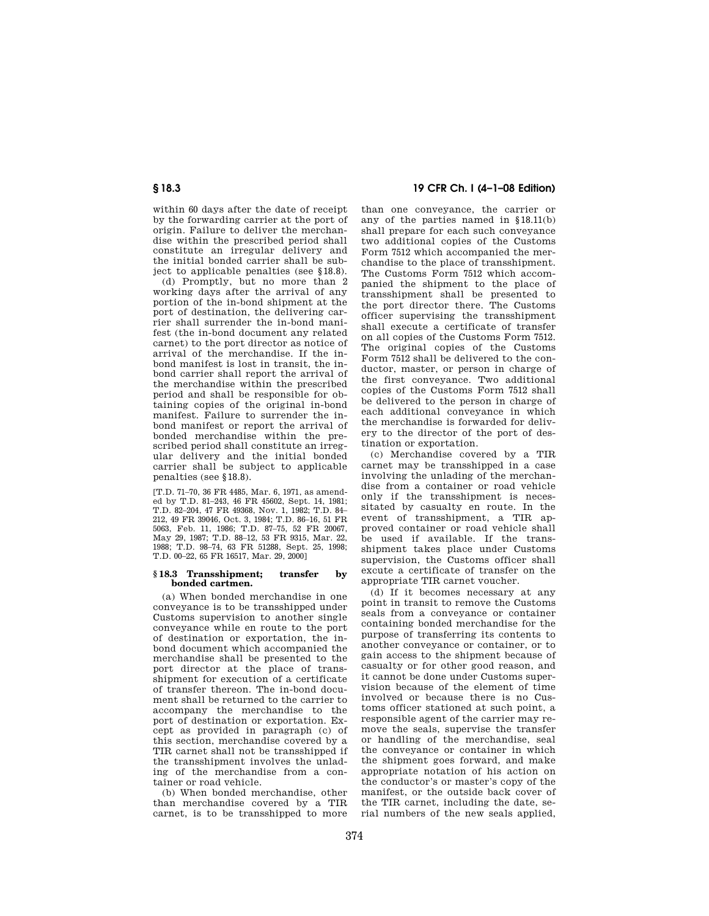within 60 days after the date of receipt by the forwarding carrier at the port of origin. Failure to deliver the merchandise within the prescribed period shall constitute an irregular delivery and the initial bonded carrier shall be subject to applicable penalties (see §18.8).

(d) Promptly, but no more than 2 working days after the arrival of any portion of the in-bond shipment at the port of destination, the delivering carrier shall surrender the in-bond manifest (the in-bond document any related carnet) to the port director as notice of arrival of the merchandise. If the in-bond manifest is lost in transit, the in-bond carrier shall report the arrival of the merchandise within the prescribed period and shall be responsible for obtaining copies of the original in-bond manifest. Failure to surrender the in-bond manifest or report the arrival of bonded merchandise within the prescribed period shall constitute an irregular delivery and the initial bonded carrier shall be subject to applicable penalties (see §18.8).

[T.D. 71–70, 36 FR 4485, Mar. 6, 1971, as amended by T.D. 81–243, 46 FR 45602, Sept. 14, 1981; T.D. 82–204, 47 FR 49368, Nov. 1, 1982; T.D. 84–212, 49 FR 39046, Oct. 3, 1984; T.D. 86–16, 51 FR 5063, Feb. 11, 1986; T.D. 87–75, 52 FR 20067, May 29, 1987; T.D. 88–12, 53 FR 9315, Mar. 22, 1988; T.D. 98–74, 63 FR 51288, Sept. 25, 1998; T.D. 00–22, 65 FR 16517, Mar. 29, 2000]

### §18.3 Transshipment; transfer by bonded cartmen.

(a) When bonded merchandise in one conveyance is to be transshipped under Customs supervision to another single conveyance while en route to the port of destination or exportation, the in-bond document which accompanied the merchandise shall be presented to the port director at the place of transshipment for execution of a certificate of transfer thereon. The in-bond document shall be returned to the carrier to accompany the merchandise to the port of destination or exportation. Except as provided in paragraph (c) of this section, merchandise covered by a TIR carnet shall not be transshipped if the transshipment involves the unlading of the merchandise from a container or road vehicle.

(b) When bonded merchandise, other than merchandise covered by a TIR carnet, is to be transshipped to more than one conveyance, the carrier or any of the parties named in §18.11(b) shall prepare for each such conveyance two additional copies of the Customs Form 7512 which accompanied the merchandise to the place of transshipment. The Customs Form 7512 which accompanied the shipment to the place of transshipment shall be presented to the port director there. The Customs officer supervising the transshipment shall execute a certificate of transfer on all copies of the Customs Form 7512. The original copies of the Customs Form 7512 shall be delivered to the conductor, master, or person in charge of the first conveyance. Two additional copies of the Customs Form 7512 shall be delivered to the person in charge of each additional conveyance in which the merchandise is forwarded for delivery to the director of the port of destination or exportation.

(c) Merchandise covered by a TIR carnet may be transshipped in a case involving the unlading of the merchandise from a container or road vehicle only if the transshipment is necessitated by casualty en route. In the event of transshipment, a TIR approved container or road vehicle shall be used if available. If the transshipment takes place under Customs supervision, the Customs officer shall excute a certificate of transfer on the appropriate TIR carnet voucher.

(d) If it becomes necessary at any point in transit to remove the Customs seals from a conveyance or container containing bonded merchandise for the purpose of transferring its contents to another conveyance or container, or to gain access to the shipment because of casualty or for other good reason, and it cannot be done under Customs supervision because of the element of time involved or because there is no Customs officer stationed at such point, a responsible agent of the carrier may remove the seals, supervise the transfer or handling of the merchandise, seal the conveyance or container in which the shipment goes forward, and make appropriate notation of his action on the conductor's or master's copy of the manifest, or the outside back cover of the TIR carnet, including the date, serial numbers of the new seals applied,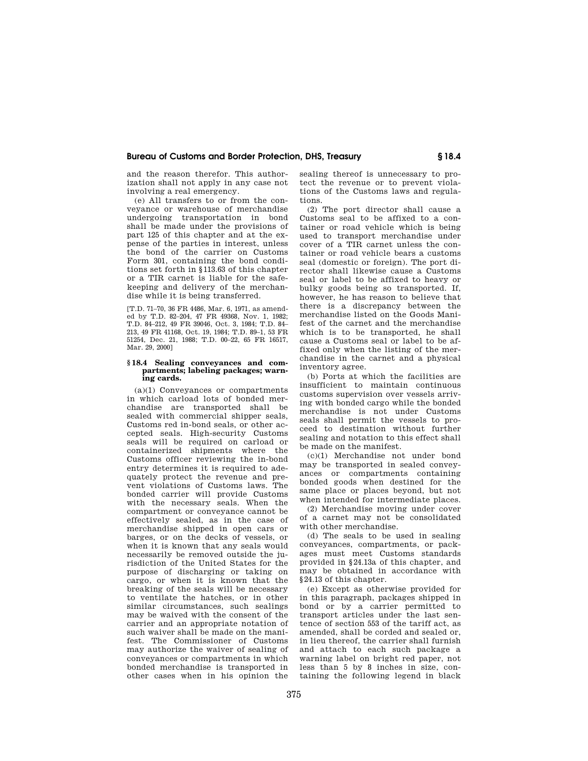and the reason therefor. This authorization shall not apply in any case not involving a real emergency.

(e) All transfers to or from the conveyance or warehouse of merchandise undergoing transportation in bond shall be made under the provisions of part 125 of this chapter and at the expense of the parties in interest, unless the bond of the carrier on Customs Form 301, containing the bond conditions set forth in §113.63 of this chapter or a TIR carnet is liable for the safekeeping and delivery of the merchandise while it is being transferred.

[T.D. 71–70, 36 FR 4486, Mar. 6, 1971, as amended by T.D. 82–204, 47 FR 49368, Nov. 1, 1982; T.D. 84–212, 49 FR 39046, Oct. 3, 1984; T.D. 84–213, 49 FR 41168, Oct. 19, 1984; T.D. 89–1, 53 FR 51254, Dec. 21, 1988; T.D. 00–22, 65 FR 16517, Mar. 29, 2000]

### § 18.4 Sealing conveyances and compartments; labeling packages; warning cards.

(a)(1) Conveyances or compartments in which carload lots of bonded merchandise are transported shall be sealed with commercial shipper seals, Customs red in-bond seals, or other accepted seals. High-security Customs seals will be required on carload or containerized shipments where the Customs officer reviewing the in-bond entry determines it is required to adequately protect the revenue and prevent violations of Customs laws. The bonded carrier will provide Customs with the necessary seals. When the compartment or conveyance cannot be effectively sealed, as in the case of merchandise shipped in open cars or barges, or on the decks of vessels, or when it is known that any seals would necessarily be removed outside the jurisdiction of the United States for the purpose of discharging or taking on cargo, or when it is known that the breaking of the seals will be necessary to ventilate the hatches, or in other similar circumstances, such sealings may be waived with the consent of the carrier and an appropriate notation of such waiver shall be made on the manifest. The Commissioner of Customs may authorize the waiver of sealing of conveyances or compartments in which bonded merchandise is transported in other cases when in his opinion the sealing thereof is unnecessary to protect the revenue or to prevent violations of the Customs laws and regulations.

(2) The port director shall cause a Customs seal to be affixed to a container or road vehicle which is being used to transport merchandise under cover of a TIR carnet unless the container or road vehicle bears a customs seal (domestic or foreign). The port director shall likewise cause a Customs seal or label to be affixed to heavy or bulky goods being so transported. If, however, he has reason to believe that there is a discrepancy between the merchandise listed on the Goods Manifest of the carnet and the merchandise which is to be transported, he shall cause a Customs seal or label to be affixed only when the listing of the merchandise in the carnet and a physical inventory agree.

(b) Ports at which the facilities are insufficient to maintain continuous customs supervision over vessels arriving with bonded cargo while the bonded merchandise is not under Customs seals shall permit the vessels to proceed to destination without further sealing and notation to this effect shall be made on the manifest.

(c)(1) Merchandise not under bond may be transported in sealed conveyances or compartments containing bonded goods when destined for the same place or places beyond, but not when intended for intermediate places.

(2) Merchandise moving under cover of a carnet may not be consolidated with other merchandise.

(d) The seals to be used in sealing conveyances, compartments, or packages must meet Customs standards provided in §24.13a of this chapter, and may be obtained in accordance with §24.13 of this chapter.

(e) Except as otherwise provided for in this paragraph, packages shipped in bond or by a carrier permitted to transport articles under the last sentence of section 553 of the tariff act, as amended, shall be corded and sealed or, in lieu thereof, the carrier shall furnish and attach to each such package a warning label on bright red paper, not less than 5 by 8 inches in size, containing the following legend in black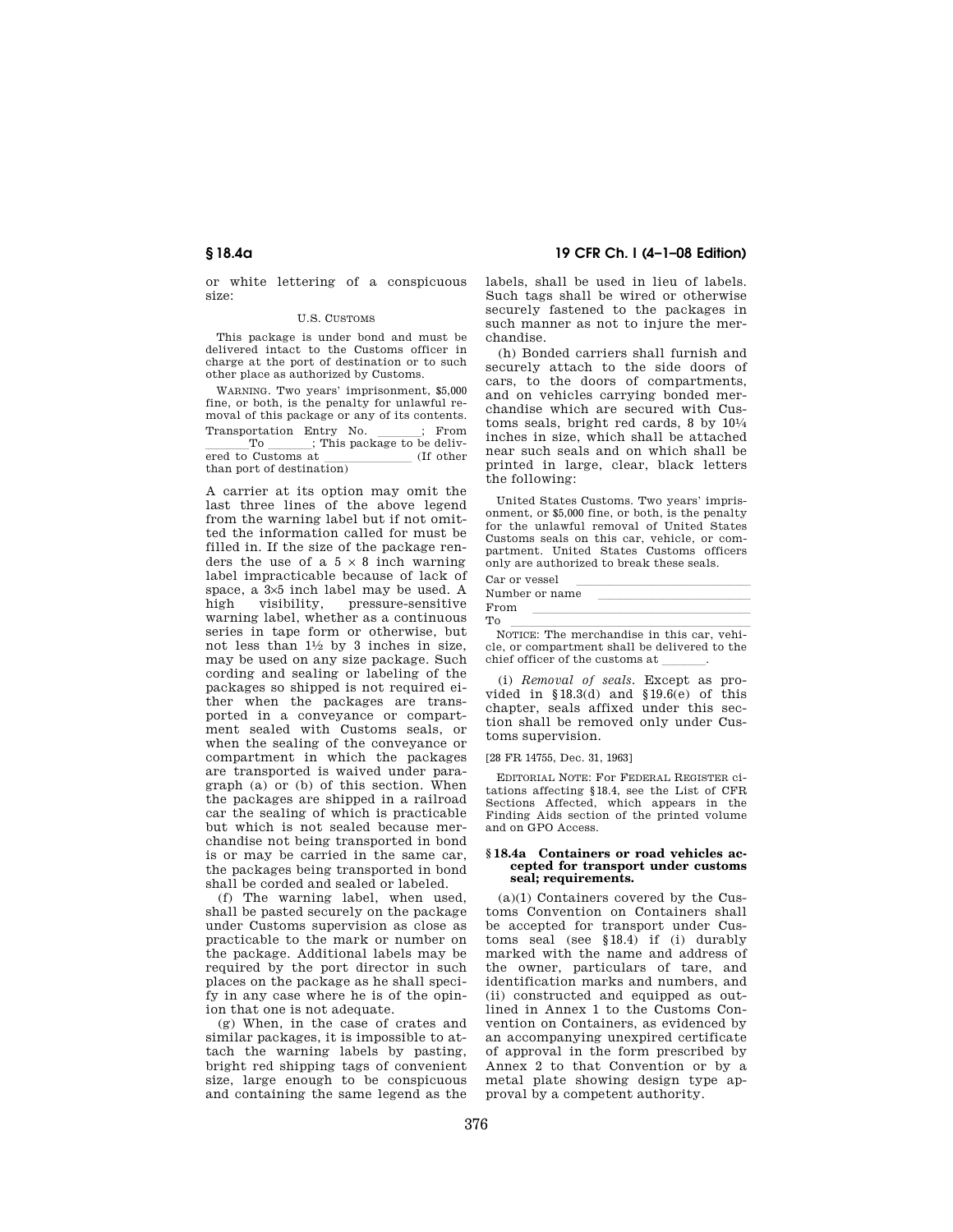or white lettering of a conspicuous size:

U.S. CUSTOMS

This package is under bond and must be delivered intact to the Customs officer in charge at the port of destination or to such other place as authorized by Customs.

WARNING. Two years' imprisonment, $5,000 fine, or both, is the penalty for unlawful removal of this package or any of its contents.

Transportation Entry No. \_\_\_\_\_\_; From \_\_\_\_\_\_ To \_\_\_\_\_\_; This package to be delivered to Customs at \_\_\_\_\_\_\_\_\_\_\_\_ (If other than port of destination)

A carrier at its option may omit the last three lines of the above legend from the warning label but if not omitted the information called for must be filled in. If the size of the package renders the use of a $5 \times 8$ inch warning label impracticable because of lack of space, a 3×5 inch label may be used. A high visibility, pressure-sensitive warning label, whether as a continuous series in tape form or otherwise, but not less than 1½ by 3 inches in size, may be used on any size package. Such cording and sealing or labeling of the packages so shipped is not required either when the packages are transported in a conveyance or compartment sealed with Customs seals, or when the sealing of the conveyance or compartment in which the packages are transported is waived under paragraph (a) or (b) of this section. When the packages are shipped in a railroad car the sealing of which is practicable but which is not sealed because merchandise not being transported in bond is or may be carried in the same car, the packages being transported in bond shall be corded and sealed or labeled.

(f) The warning label, when used, shall be pasted securely on the package under Customs supervision as close as practicable to the mark or number on the package. Additional labels may be required by the port director in such places on the package as he shall specify in any case where he is of the opinion that one is not adequate.

(g) When, in the case of crates and similar packages, it is impossible to attach the warning labels by pasting, bright red shipping tags of convenient size, large enough to be conspicuous and containing the same legend as the labels, shall be used in lieu of labels. Such tags shall be wired or otherwise securely fastened to the packages in such manner as not to injure the merchandise.

(h) Bonded carriers shall furnish and securely attach to the side doors of cars, to the doors of compartments, and on vehicles carrying bonded merchandise which are secured with Customs seals, bright red cards, 8 by 10¼ inches in size, which shall be attached near such seals and on which shall be printed in large, clear, black letters the following:

United States Customs. Two years' imprisonment, or $5,000 fine, or both, is the penalty for the unlawful removal of United States Customs seals on this car, vehicle, or compartment. United States Customs officers only are authorized to break these seals.

Car or vessel \_\_\_\_\_\_\_\_\_\_\_\_\_\_\_\_\_\_\_\_\_\_\_\_

Number or name \_\_\_\_\_\_\_\_\_\_\_\_\_\_\_\_\_\_\_\_\_\_\_\_

From \_\_\_\_\_\_\_\_\_\_\_\_\_\_\_\_\_\_\_\_\_\_\_\_

To \_\_\_\_\_\_\_\_\_\_\_\_\_\_\_\_\_\_\_\_\_\_\_\_

NOTICE: The merchandise in this car, vehicle, or compartment shall be delivered to the chief officer of the customs at \_\_\_\_\_\_.

(i) *Removal of seals.* Except as provided in §18.3(d) and §19.6(e) of this chapter, seals affixed under this section shall be removed only under Customs supervision.

[28 FR 14755, Dec. 31, 1963]

EDITORIAL NOTE: For FEDERAL REGISTER citations affecting §18.4, see the List of CFR Sections Affected, which appears in the Finding Aids section of the printed volume and on GPO Access.

### §18.4a Containers or road vehicles accepted for transport under customs seal; requirements.

(a)(1) Containers covered by the Customs Convention on Containers shall be accepted for transport under Customs seal (see §18.4) if (i) durably marked with the name and address of the owner, particulars of tare, and identification marks and numbers, and (ii) constructed and equipped as outlined in Annex 1 to the Customs Convention on Containers, as evidenced by an accompanying unexpired certificate of approval in the form prescribed by Annex 2 to that Convention or by a metal plate showing design type approval by a competent authority.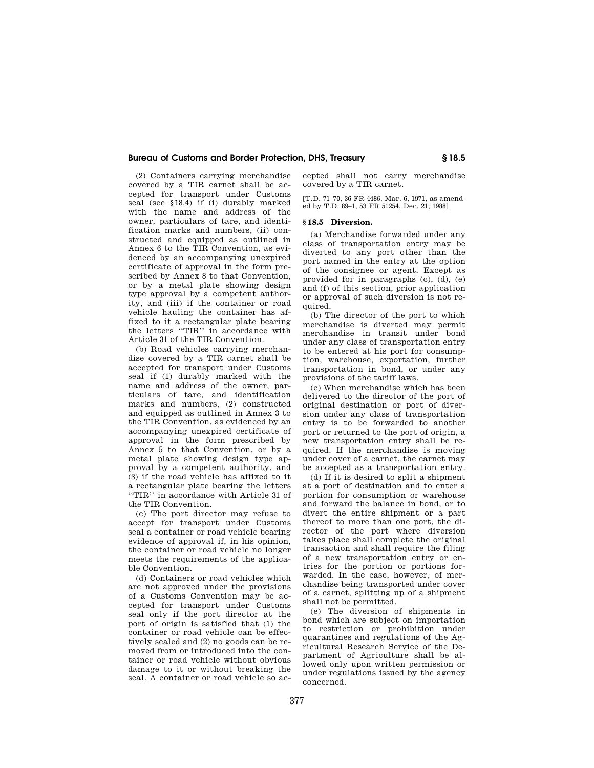(2) Containers carrying merchandise covered by a TIR carnet shall be accepted for transport under Customs seal (see §18.4) if (i) durably marked with the name and address of the owner, particulars of tare, and identification marks and numbers, (ii) constructed and equipped as outlined in Annex 6 to the TIR Convention, as evidenced by an accompanying unexpired certificate of approval in the form prescribed by Annex 8 to that Convention, or by a metal plate showing design type approval by a competent authority, and (iii) if the container or road vehicle hauling the container has affixed to it a rectangular plate bearing the letters "TIR" in accordance with Article 31 of the TIR Convention.

(b) Road vehicles carrying merchandise covered by a TIR carnet shall be accepted for transport under Customs seal if (1) durably marked with the name and address of the owner, particulars of tare, and identification marks and numbers, (2) constructed and equipped as outlined in Annex 3 to the TIR Convention, as evidenced by an accompanying unexpired certificate of approval in the form prescribed by Annex 5 to that Convention, or by a metal plate showing design type approval by a competent authority, and (3) if the road vehicle has affixed to it a rectangular plate bearing the letters "TIR" in accordance with Article 31 of the TIR Convention.

(c) The port director may refuse to accept for transport under Customs seal a container or road vehicle bearing evidence of approval if, in his opinion, the container or road vehicle no longer meets the requirements of the applicable Convention.

(d) Containers or road vehicles which are not approved under the provisions of a Customs Convention may be accepted for transport under Customs seal only if the port director at the port of origin is satisfied that (1) the container or road vehicle can be effectively sealed and (2) no goods can be removed from or introduced into the container or road vehicle without obvious damage to it or without breaking the seal. A container or road vehicle so accepted shall not carry merchandise covered by a TIR carnet.

[T.D. 71–70, 36 FR 4486, Mar. 6, 1971, as amended by T.D. 89–1, 53 FR 51254, Dec. 21, 1988]

### § 18.5 Diversion.

(a) Merchandise forwarded under any class of transportation entry may be diverted to any port other than the port named in the entry at the option of the consignee or agent. Except as provided for in paragraphs (c), (d), (e) and (f) of this section, prior application or approval of such diversion is not required.

(b) The director of the port to which merchandise is diverted may permit merchandise in transit under bond under any class of transportation entry to be entered at his port for consumption, warehouse, exportation, further transportation in bond, or under any provisions of the tariff laws.

(c) When merchandise which has been delivered to the director of the port of original destination or port of diversion under any class of transportation entry is to be forwarded to another port or returned to the port of origin, a new transportation entry shall be required. If the merchandise is moving under cover of a carnet, the carnet may be accepted as a transportation entry.

(d) If it is desired to split a shipment at a port of destination and to enter a portion for consumption or warehouse and forward the balance in bond, or to divert the entire shipment or a part thereof to more than one port, the director of the port where diversion takes place shall complete the original transaction and shall require the filing of a new transportation entry or entries for the portion or portions forwarded. In the case, however, of merchandise being transported under cover of a carnet, splitting up of a shipment shall not be permitted.

(e) The diversion of shipments in bond which are subject on importation to restriction or prohibition under quarantines and regulations of the Agricultural Research Service of the Department of Agriculture shall be allowed only upon written permission or under regulations issued by the agency concerned.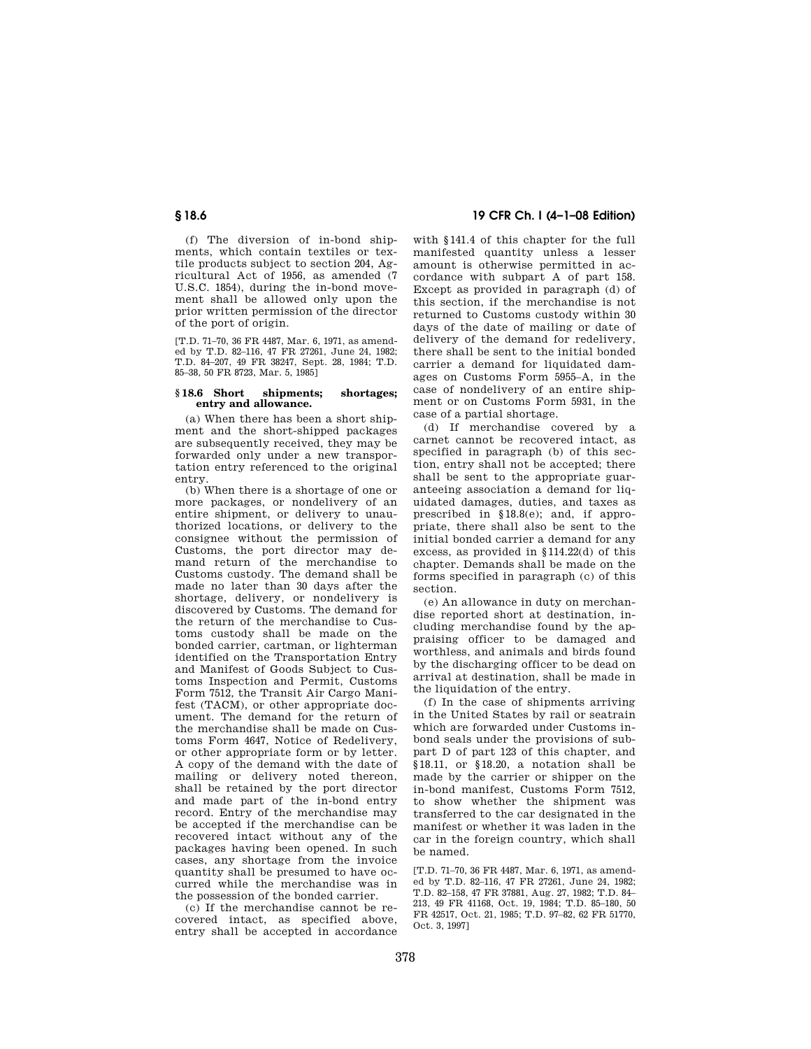(f) The diversion of in-bond shipments, which contain textiles or textile products subject to section 204, Agricultural Act of 1956, as amended (7 U.S.C. 1854), during the in-bond movement shall be allowed only upon the prior written permission of the director of the port of origin.

[T.D. 71–70, 36 FR 4487, Mar. 6, 1971, as amended by T.D. 82–116, 47 FR 27261, June 24, 1982; T.D. 84–207, 49 FR 38247, Sept. 28, 1984; T.D. 85–38, 50 FR 8723, Mar. 5, 1985]

### § 18.6 Short shipments; shortages; entry and allowance.

(a) When there has been a short shipment and the short-shipped packages are subsequently received, they may be forwarded only under a new transportation entry referenced to the original entry.

(b) When there is a shortage of one or more packages, or nondelivery of an entire shipment, or delivery to unauthorized locations, or delivery to the consignee without the permission of Customs, the port director may demand return of the merchandise to Customs custody. The demand shall be made no later than 30 days after the shortage, delivery, or nondelivery is discovered by Customs. The demand for the return of the merchandise to Customs custody shall be made on the bonded carrier, cartman, or lighterman identified on the Transportation Entry and Manifest of Goods Subject to Customs Inspection and Permit, Customs Form 7512, the Transit Air Cargo Manifest (TACM), or other appropriate document. The demand for the return of the merchandise shall be made on Customs Form 4647, Notice of Redelivery, or other appropriate form or by letter. A copy of the demand with the date of mailing or delivery noted thereon, shall be retained by the port director and made part of the in-bond entry record. Entry of the merchandise may be accepted if the merchandise can be recovered intact without any of the packages having been opened. In such cases, any shortage from the invoice quantity shall be presumed to have occurred while the merchandise was in the possession of the bonded carrier.

(c) If the merchandise cannot be recovered intact, as specified above, entry shall be accepted in accordance with § 141.4 of this chapter for the full manifested quantity unless a lesser amount is otherwise permitted in accordance with subpart A of part 158. Except as provided in paragraph (d) of this section, if the merchandise is not returned to Customs custody within 30 days of the date of mailing or date of delivery of the demand for redelivery, there shall be sent to the initial bonded carrier a demand for liquidated damages on Customs Form 5955–A, in the case of nondelivery of an entire shipment or on Customs Form 5931, in the case of a partial shortage.

(d) If merchandise covered by a carnet cannot be recovered intact, as specified in paragraph (b) of this section, entry shall not be accepted; there shall be sent to the appropriate guaranteeing association a demand for liquidated damages, duties, and taxes as prescribed in § 18.8(e); and, if appropriate, there shall also be sent to the initial bonded carrier a demand for any excess, as provided in § 114.22(d) of this chapter. Demands shall be made on the forms specified in paragraph (c) of this section.

(e) An allowance in duty on merchandise reported short at destination, including merchandise found by the appraising officer to be damaged and worthless, and animals and birds found by the discharging officer to be dead on arrival at destination, shall be made in the liquidation of the entry.

(f) In the case of shipments arriving in the United States by rail or seatrain which are forwarded under Customs in-bond seals under the provisions of subpart D of part 123 of this chapter, and § 18.11, or § 18.20, a notation shall be made by the carrier or shipper on the in-bond manifest, Customs Form 7512, to show whether the shipment was transferred to the car designated in the manifest or whether it was laden in the car in the foreign country, which shall be named.

[T.D. 71–70, 36 FR 4487, Mar. 6, 1971, as amended by T.D. 82–116, 47 FR 27261, June 24, 1982; T.D. 82–158, 47 FR 37881, Aug. 27, 1982; T.D. 84–213, 49 FR 41168, Oct. 19, 1984; T.D. 85–180, 50 FR 42517, Oct. 21, 1985; T.D. 97–82, 62 FR 51770, Oct. 3, 1997]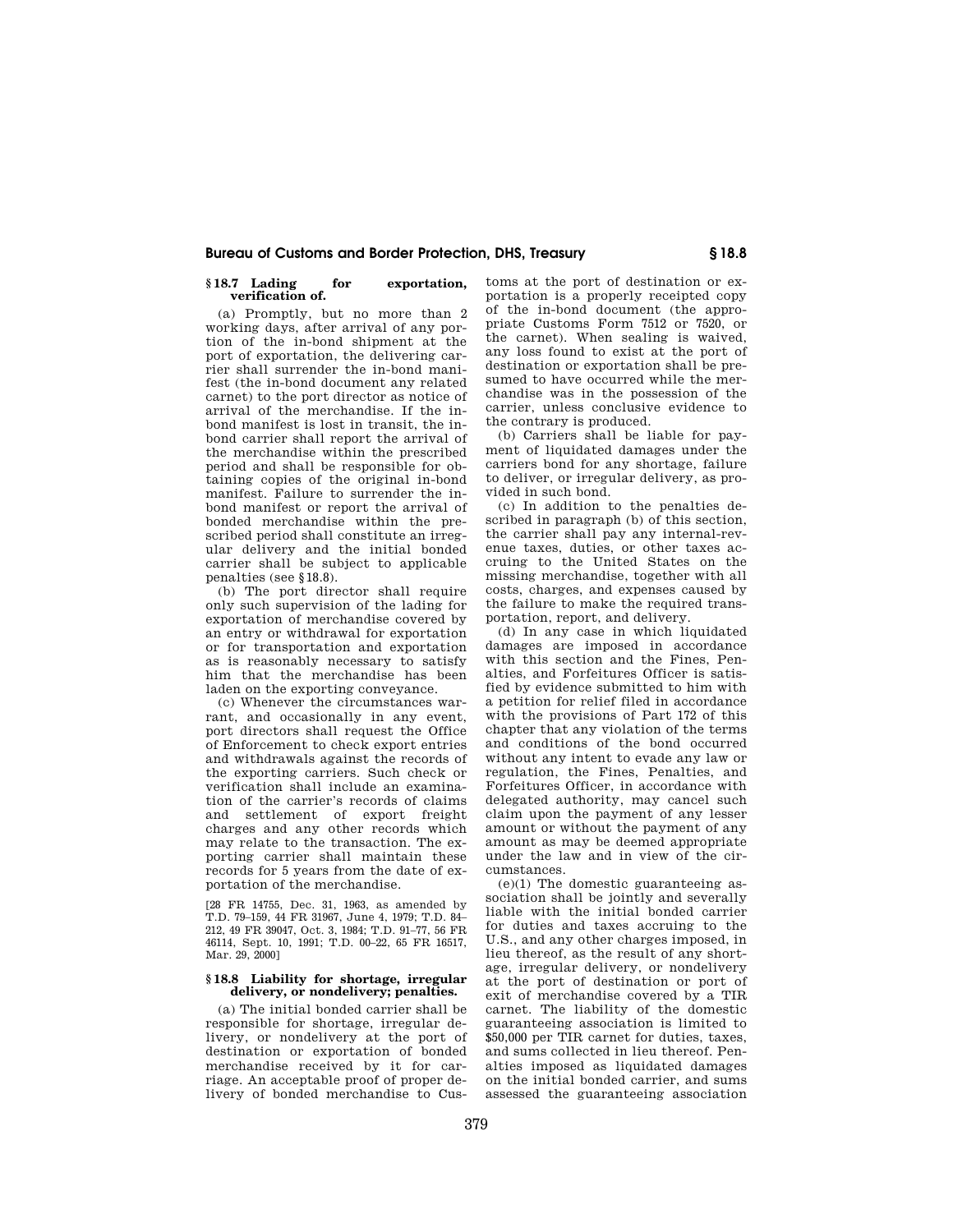### § 18.7 Lading for exportation, verification of.

(a) Promptly, but no more than 2 working days, after arrival of any portion of the in-bond shipment at the port of exportation, the delivering carrier shall surrender the in-bond manifest (the in-bond document any related carnet) to the port director as notice of arrival of the merchandise. If the in-bond manifest is lost in transit, the in-bond carrier shall report the arrival of the merchandise within the prescribed period and shall be responsible for obtaining copies of the original in-bond manifest. Failure to surrender the in-bond manifest or report the arrival of bonded merchandise within the prescribed period shall constitute an irregular delivery and the initial bonded carrier shall be subject to applicable penalties (see § 18.8).

(b) The port director shall require only such supervision of the lading for exportation of merchandise covered by an entry or withdrawal for exportation or for transportation and exportation as is reasonably necessary to satisfy him that the merchandise has been laden on the exporting conveyance.

(c) Whenever the circumstances warrant, and occasionally in any event, port directors shall request the Office of Enforcement to check export entries and withdrawals against the records of the exporting carriers. Such check or verification shall include an examination of the carrier's records of claims and settlement of export freight charges and any other records which may relate to the transaction. The exporting carrier shall maintain these records for 5 years from the date of exportation of the merchandise.

[28 FR 14755, Dec. 31, 1963, as amended by T.D. 79–159, 44 FR 31967, June 4, 1979; T.D. 84–212, 49 FR 39047, Oct. 3, 1984; T.D. 91–77, 56 FR 46114, Sept. 10, 1991; T.D. 00–22, 65 FR 16517, Mar. 29, 2000]

### § 18.8 Liability for shortage, irregular delivery, or nondelivery; penalties.

(a) The initial bonded carrier shall be responsible for shortage, irregular delivery, or nondelivery at the port of destination or exportation of bonded merchandise received by it for carriage. An acceptable proof of proper delivery of bonded merchandise to Customs at the port of destination or exportation is a properly receipted copy of the in-bond document (the appropriate Customs Form 7512 or 7520, or the carnet). When sealing is waived, any loss found to exist at the port of destination or exportation shall be presumed to have occurred while the merchandise was in the possession of the carrier, unless conclusive evidence to the contrary is produced.

(b) Carriers shall be liable for payment of liquidated damages under the carriers bond for any shortage, failure to deliver, or irregular delivery, as provided in such bond.

(c) In addition to the penalties described in paragraph (b) of this section, the carrier shall pay any internal-revenue taxes, duties, or other taxes accruing to the United States on the missing merchandise, together with all costs, charges, and expenses caused by the failure to make the required transportation, report, and delivery.

(d) In any case in which liquidated damages are imposed in accordance with this section and the Fines, Penalties, and Forfeitures Officer is satisfied by evidence submitted to him with a petition for relief filed in accordance with the provisions of Part 172 of this chapter that any violation of the terms and conditions of the bond occurred without any intent to evade any law or regulation, the Fines, Penalties, and Forfeitures Officer, in accordance with delegated authority, may cancel such claim upon the payment of any lesser amount or without the payment of any amount as may be deemed appropriate under the law and in view of the circumstances.

(e)(1) The domestic guaranteeing association shall be jointly and severally liable with the initial bonded carrier for duties and taxes accruing to the U.S., and any other charges imposed, in lieu thereof, as the result of any shortage, irregular delivery, or nondelivery at the port of destination or port of exit of merchandise covered by a TIR carnet. The liability of the domestic guaranteeing association is limited to $50,000 per TIR carnet for duties, taxes, and sums collected in lieu thereof. Penalties imposed as liquidated damages on the initial bonded carrier, and sums assessed the guaranteeing association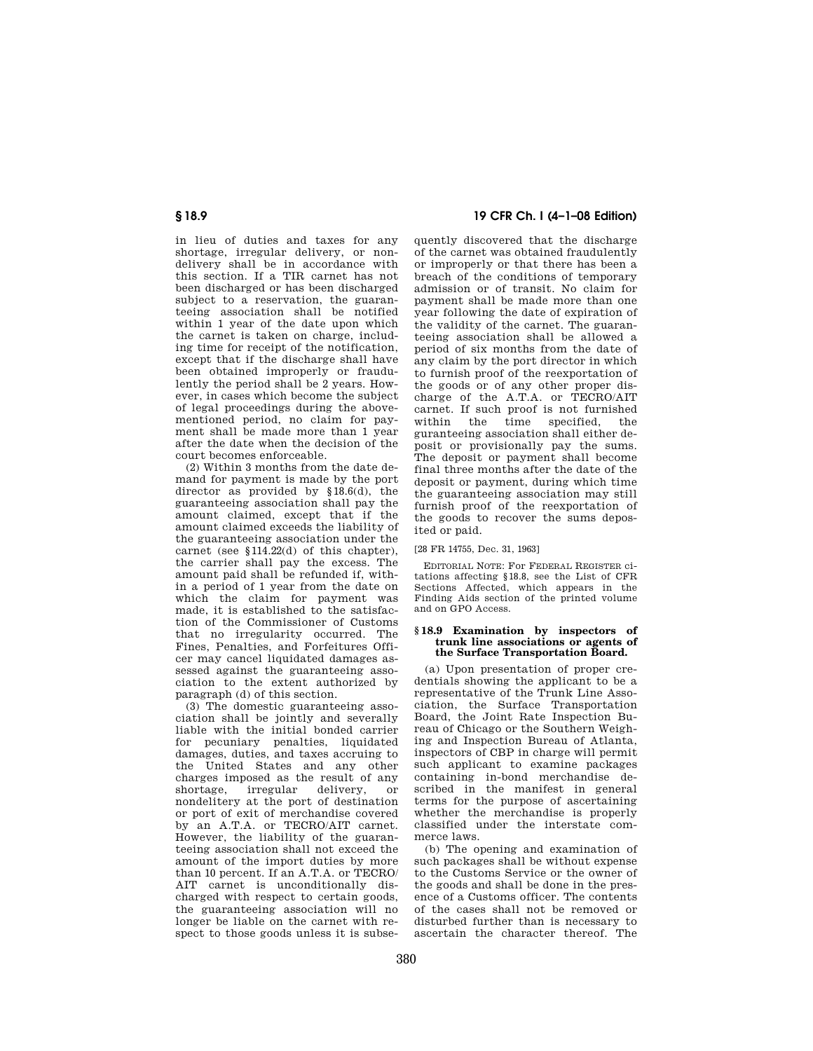in lieu of duties and taxes for any shortage, irregular delivery, or nondelivery shall be in accordance with this section. If a TIR carnet has not been discharged or has been discharged subject to a reservation, the guaranteeing association shall be notified within 1 year of the date upon which the carnet is taken on charge, including time for receipt of the notification, except that if the discharge shall have been obtained improperly or fraudulently the period shall be 2 years. However, in cases which become the subject of legal proceedings during the abovementioned period, no claim for payment shall be made more than 1 year after the date when the decision of the court becomes enforceable.

(2) Within 3 months from the date demand for payment is made by the port director as provided by §18.6(d), the guaranteeing association shall pay the amount claimed, except that if the amount claimed exceeds the liability of the guaranteeing association under the carnet (see §114.22(d) of this chapter), the carrier shall pay the excess. The amount paid shall be refunded if, within a period of 1 year from the date on which the claim for payment was made, it is established to the satisfaction of the Commissioner of Customs that no irregularity occurred. The Fines, Penalties, and Forfeitures Officer may cancel liquidated damages assessed against the guaranteeing association to the extent authorized by paragraph (d) of this section.

(3) The domestic guaranteeing association shall be jointly and severally liable with the initial bonded carrier for pecuniary penalties, liquidated damages, duties, and taxes accruing to the United States and any other charges imposed as the result of any shortage, irregular delivery, or nondelitery at the port of destination or port of exit of merchandise covered by an A.T.A. or TECRO/AIT carnet. However, the liability of the guaranteeing association shall not exceed the amount of the import duties by more than 10 percent. If an A.T.A. or TECRO/AIT carnet is unconditionally discharged with respect to certain goods, the guaranteeing association will no longer be liable on the carnet with respect to those goods unless it is subsequently discovered that the discharge of the carnet was obtained fraudulently or improperly or that there has been a breach of the conditions of temporary admission or of transit. No claim for payment shall be made more than one year following the date of expiration of the validity of the carnet. The guaranteeing association shall be allowed a period of six months from the date of any claim by the port director in which to furnish proof of the reexportation of the goods or of any other proper discharge of the A.T.A. or TECRO/AIT carnet. If such proof is not furnished within the time specified, the guranteeing association shall either deposit or provisionally pay the sums. The deposit or payment shall become final three months after the date of the deposit or payment, during which time the guaranteeing association may still furnish proof of the reexportation of the goods to recover the sums deposited or paid.

[28 FR 14755, Dec. 31, 1963]

EDITORIAL NOTE: For FEDERAL REGISTER citations affecting §18.8, see the List of CFR Sections Affected, which appears in the Finding Aids section of the printed volume and on GPO Access.

### §18.9 Examination by inspectors of trunk line associations or agents of the Surface Transportation Board.

(a) Upon presentation of proper credentials showing the applicant to be a representative of the Trunk Line Association, the Surface Transportation Board, the Joint Rate Inspection Bureau of Chicago or the Southern Weighing and Inspection Bureau of Atlanta, inspectors of CBP in charge will permit such applicant to examine packages containing in-bond merchandise described in the manifest in general terms for the purpose of ascertaining whether the merchandise is properly classified under the interstate commerce laws.

(b) The opening and examination of such packages shall be without expense to the Customs Service or the owner of the goods and shall be done in the presence of a Customs officer. The contents of the cases shall not be removed or disturbed further than is necessary to ascertain the character thereof. The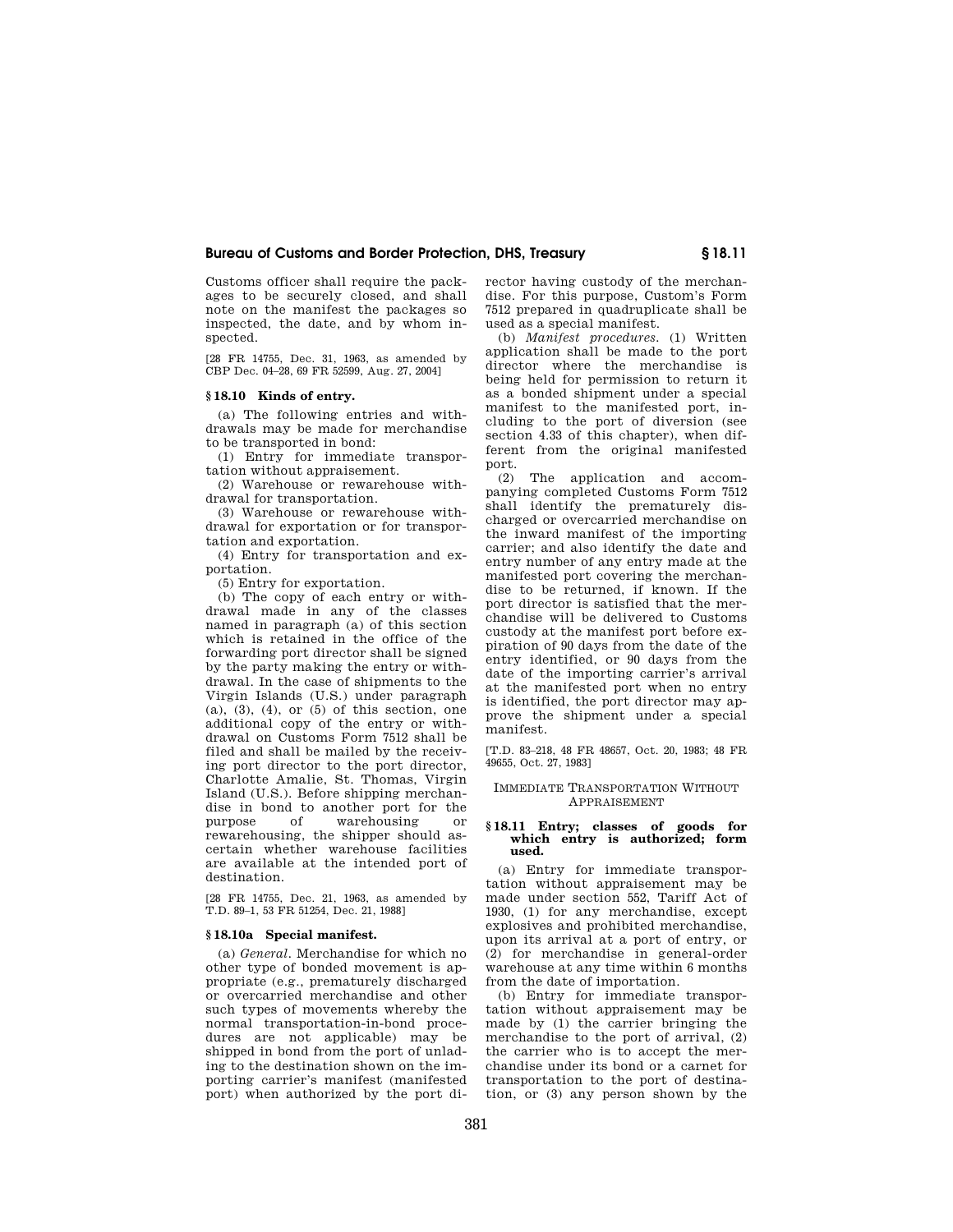Customs officer shall require the packages to be securely closed, and shall note on the manifest the packages so inspected, the date, and by whom inspected.

[28 FR 14755, Dec. 31, 1963, as amended by CBP Dec. 04–28, 69 FR 52599, Aug. 27, 2004]

### § 18.10 Kinds of entry.

(a) The following entries and withdrawals may be made for merchandise to be transported in bond:

(1) Entry for immediate transportation without appraisement.

(2) Warehouse or rewarehouse withdrawal for transportation.

(3) Warehouse or rewarehouse withdrawal for exportation or for transportation and exportation.

(4) Entry for transportation and exportation.

(5) Entry for exportation.

(b) The copy of each entry or withdrawal made in any of the classes named in paragraph (a) of this section which is retained in the office of the forwarding port director shall be signed by the party making the entry or withdrawal. In the case of shipments to the Virgin Islands (U.S.) under paragraph (a), (3), (4), or (5) of this section, one additional copy of the entry or withdrawal on Customs Form 7512 shall be filed and shall be mailed by the receiving port director to the port director, Charlotte Amalie, St. Thomas, Virgin Island (U.S.). Before shipping merchandise in bond to another port for the purpose of warehousing or rewarehousing, the shipper should ascertain whether warehouse facilities are available at the intended port of destination.

[28 FR 14755, Dec. 21, 1963, as amended by T.D. 89–1, 53 FR 51254, Dec. 21, 1988]

### § 18.10a Special manifest.

(a) *General.* Merchandise for which no other type of bonded movement is appropriate (e.g., prematurely discharged or overcarried merchandise and other such types of movements whereby the normal transportation-in-bond procedures are not applicable) may be shipped in bond from the port of unlading to the destination shown on the importing carrier's manifest (manifested port) when authorized by the port director having custody of the merchandise. For this purpose, Custom's Form 7512 prepared in quadruplicate shall be used as a special manifest.

(b) *Manifest procedures.* (1) Written application shall be made to the port director where the merchandise is being held for permission to return it as a bonded shipment under a special manifest to the manifested port, including to the port of diversion (see section 4.33 of this chapter), when different from the original manifested port.

(2) The application and accompanying completed Customs Form 7512 shall identify the prematurely discharged or overcarried merchandise on the inward manifest of the importing carrier; and also identify the date and entry number of any entry made at the manifested port covering the merchandise to be returned, if known. If the port director is satisfied that the merchandise will be delivered to Customs custody at the manifest port before expiration of 90 days from the date of the entry identified, or 90 days from the date of the importing carrier's arrival at the manifested port when no entry is identified, the port director may approve the shipment under a special manifest.

[T.D. 83–218, 48 FR 48657, Oct. 20, 1983; 48 FR 49655, Oct. 27, 1983]

## IMMEDIATE TRANSPORTATION WITHOUT APPRAISEMENT

### § 18.11 Entry; classes of goods for which entry is authorized; form used.

(a) Entry for immediate transportation without appraisement may be made under section 552, Tariff Act of 1930, (1) for any merchandise, except explosives and prohibited merchandise, upon its arrival at a port of entry, or (2) for merchandise in general-order warehouse at any time within 6 months from the date of importation.

(b) Entry for immediate transportation without appraisement may be made by (1) the carrier bringing the merchandise to the port of arrival, (2) the carrier who is to accept the merchandise under its bond or a carnet for transportation to the port of destination, or (3) any person shown by the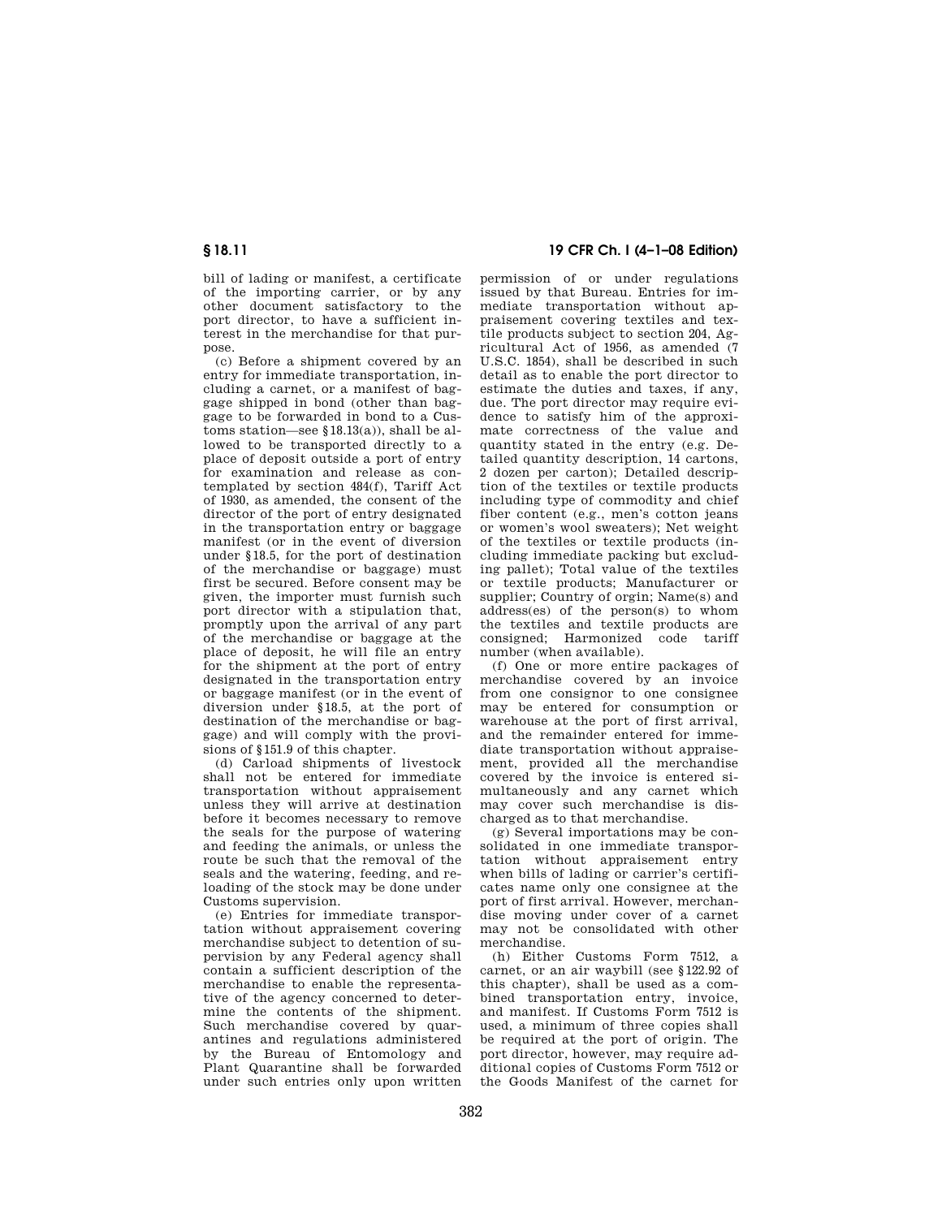bill of lading or manifest, a certificate of the importing carrier, or by any other document satisfactory to the port director, to have a sufficient interest in the merchandise for that purpose.

(c) Before a shipment covered by an entry for immediate transportation, including a carnet, or a manifest of baggage shipped in bond (other than baggage to be forwarded in bond to a Customs station—see §18.13(a)), shall be allowed to be transported directly to a place of deposit outside a port of entry for examination and release as contemplated by section 484(f), Tariff Act of 1930, as amended, the consent of the director of the port of entry designated in the transportation entry or baggage manifest (or in the event of diversion under §18.5, for the port of destination of the merchandise or baggage) must first be secured. Before consent may be given, the importer must furnish such port director with a stipulation that, promptly upon the arrival of any part of the merchandise or baggage at the place of deposit, he will file an entry for the shipment at the port of entry designated in the transportation entry or baggage manifest (or in the event of diversion under §18.5, at the port of destination of the merchandise or baggage) and will comply with the provisions of §151.9 of this chapter.

(d) Carload shipments of livestock shall not be entered for immediate transportation without appraisement unless they will arrive at destination before it becomes necessary to remove the seals for the purpose of watering and feeding the animals, or unless the route be such that the removal of the seals and the watering, feeding, and reloading of the stock may be done under Customs supervision.

(e) Entries for immediate transportation without appraisement covering merchandise subject to detention of supervision by any Federal agency shall contain a sufficient description of the merchandise to enable the representative of the agency concerned to determine the contents of the shipment. Such merchandise covered by quarantines and regulations administered by the Bureau of Entomology and Plant Quarantine shall be forwarded under such entries only upon written permission of or under regulations issued by that Bureau. Entries for immediate transportation without appraisement covering textiles and textile products subject to section 204, Agricultural Act of 1956, as amended (7 U.S.C. 1854), shall be described in such detail as to enable the port director to estimate the duties and taxes, if any, due. The port director may require evidence to satisfy him of the approximate correctness of the value and quantity stated in the entry (e.g. Detailed quantity description, 14 cartons, 2 dozen per carton); Detailed description of the textiles or textile products including type of commodity and chief fiber content (e.g., men's cotton jeans or women's wool sweaters); Net weight of the textiles or textile products (including immediate packing but excluding pallet); Total value of the textiles or textile products; Manufacturer or supplier; Country of orgin; Name(s) and address(es) of the person(s) to whom the textiles and textile products are consigned; Harmonized code tariff number (when available).

(f) One or more entire packages of merchandise covered by an invoice from one consignor to one consignee may be entered for consumption or warehouse at the port of first arrival, and the remainder entered for immediate transportation without appraisement, provided all the merchandise covered by the invoice is entered simultaneously and any carnet which may cover such merchandise is discharged as to that merchandise.

(g) Several importations may be consolidated in one immediate transportation without appraisement entry when bills of lading or carrier's certificates name only one consignee at the port of first arrival. However, merchandise moving under cover of a carnet may not be consolidated with other merchandise.

(h) Either Customs Form 7512, a carnet, or an air waybill (see §122.92 of this chapter), shall be used as a combined transportation entry, invoice, and manifest. If Customs Form 7512 is used, a minimum of three copies shall be required at the port of origin. The port director, however, may require additional copies of Customs Form 7512 or the Goods Manifest of the carnet for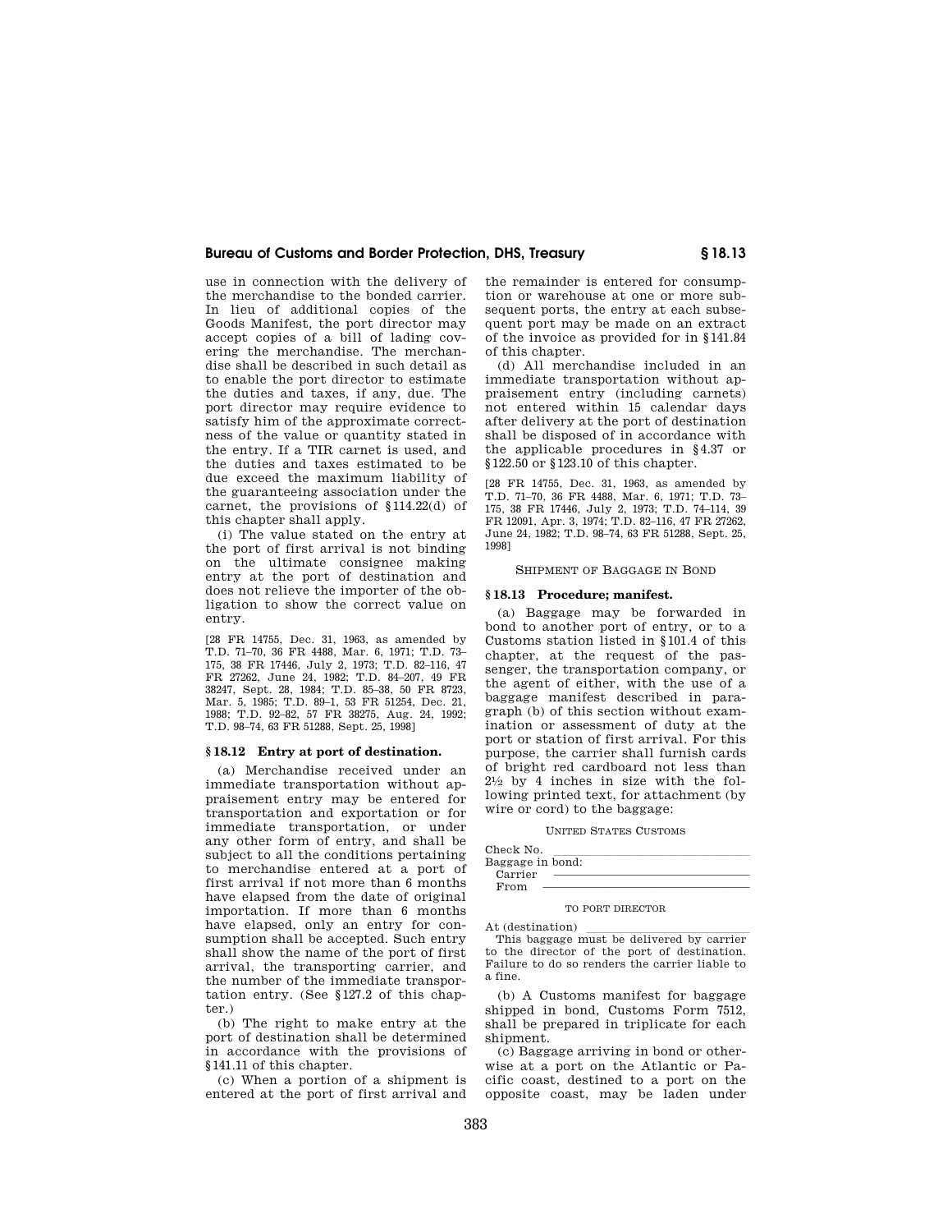use in connection with the delivery of the merchandise to the bonded carrier. In lieu of additional copies of the Goods Manifest, the port director may accept copies of a bill of lading covering the merchandise. The merchandise shall be described in such detail as to enable the port director to estimate the duties and taxes, if any, due. The port director may require evidence to satisfy him of the approximate correctness of the value or quantity stated in the entry. If a TIR carnet is used, and the duties and taxes estimated to be due exceed the maximum liability of the guaranteeing association under the carnet, the provisions of §114.22(d) of this chapter shall apply.

(i) The value stated on the entry at the port of first arrival is not binding on the ultimate consignee making entry at the port of destination and does not relieve the importer of the obligation to show the correct value on entry.

[28 FR 14755, Dec. 31, 1963, as amended by T.D. 71–70, 36 FR 4488, Mar. 6, 1971; T.D. 73–175, 38 FR 17446, July 2, 1973; T.D. 82–116, 47 FR 27262, June 24, 1982; T.D. 84–207, 49 FR 38247, Sept. 28, 1984; T.D. 85–38, 50 FR 8723, Mar. 5, 1985; T.D. 89–1, 53 FR 51254, Dec. 21, 1988; T.D. 92–82, 57 FR 38275, Aug. 24, 1992; T.D. 98–74, 63 FR 51288, Sept. 25, 1998]

### § 18.12 Entry at port of destination.

(a) Merchandise received under an immediate transportation without appraisement entry may be entered for transportation and exportation or for immediate transportation, or under any other form of entry, and shall be subject to all the conditions pertaining to merchandise entered at a port of first arrival if not more than 6 months have elapsed from the date of original importation. If more than 6 months have elapsed, only an entry for consumption shall be accepted. Such entry shall show the name of the port of first arrival, the transporting carrier, and the number of the immediate transportation entry. (See §127.2 of this chapter.)

(b) The right to make entry at the port of destination shall be determined in accordance with the provisions of §141.11 of this chapter.

(c) When a portion of a shipment is entered at the port of first arrival and the remainder is entered for consumption or warehouse at one or more subsequent ports, the entry at each subsequent port may be made on an extract of the invoice as provided for in §141.84 of this chapter.

(d) All merchandise included in an immediate transportation without appraisement entry (including carnets) not entered within 15 calendar days after delivery at the port of destination shall be disposed of in accordance with the applicable procedures in §4.37 or §122.50 or §123.10 of this chapter.

[28 FR 14755, Dec. 31, 1963, as amended by T.D. 71–70, 36 FR 4488, Mar. 6, 1971; T.D. 73–175, 38 FR 17446, July 2, 1973; T.D. 74–114, 39 FR 12091, Apr. 3, 1974; T.D. 82–116, 47 FR 27262, June 24, 1982; T.D. 98–74, 63 FR 51288, Sept. 25, 1998]

## SHIPMENT OF BAGGAGE IN BOND

### § 18.13 Procedure; manifest.

(a) Baggage may be forwarded in bond to another port of entry, or to a Customs station listed in §101.4 of this chapter, at the request of the passenger, the transportation company, or the agent of either, with the use of a baggage manifest described in paragraph (b) of this section without examination or assessment of duty at the port or station of first arrival. For this purpose, the carrier shall furnish cards of bright red cardboard not less than 2½ by 4 inches in size with the following printed text, for attachment (by wire or cord) to the baggage:

UNITED STATES CUSTOMS

Check No. \_\_\_\_\_\_\_\_\_\_\_\_\_\_\_\_\_\_\_\_\_\_\_\_\_\_\_\_\_\_\_\_
Baggage in bond:
Carrier \_\_\_\_\_\_\_\_\_\_\_\_\_\_\_\_\_\_\_\_\_\_\_\_\_\_\_\_\_\_\_\_
From \_\_\_\_\_\_\_\_\_\_\_\_\_\_\_\_\_\_\_\_\_\_\_\_\_\_\_\_\_\_\_\_

TO PORT DIRECTOR

At (destination) \_\_\_\_\_\_\_\_\_\_\_\_\_\_\_\_\_\_\_\_\_\_\_\_\_\_\_\_\_\_\_\_

This baggage must be delivered by carrier to the director of the port of destination. Failure to do so renders the carrier liable to a fine.

(b) A Customs manifest for baggage shipped in bond, Customs Form 7512, shall be prepared in triplicate for each shipment.

(c) Baggage arriving in bond or otherwise at a port on the Atlantic or Pacific coast, destined to a port on the opposite coast, may be laden under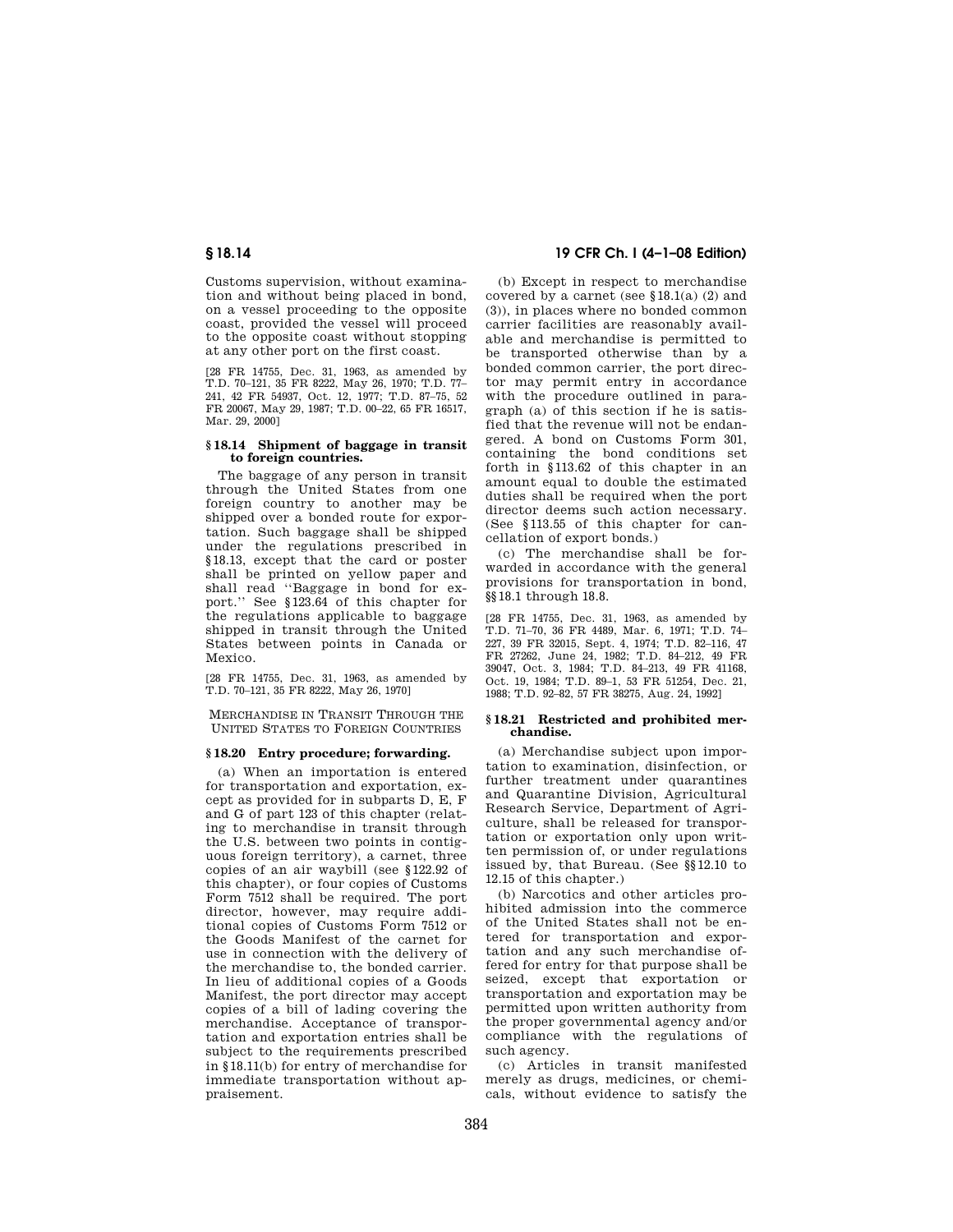Customs supervision, without examination and without being placed in bond, on a vessel proceeding to the opposite coast, provided the vessel will proceed to the opposite coast without stopping at any other port on the first coast.

[28 FR 14755, Dec. 31, 1963, as amended by T.D. 70–121, 35 FR 8222, May 26, 1970; T.D. 77–241, 42 FR 54937, Oct. 12, 1977; T.D. 87–75, 52 FR 20067, May 29, 1987; T.D. 00–22, 65 FR 16517, Mar. 29, 2000]

### § 18.14 Shipment of baggage in transit to foreign countries.

The baggage of any person in transit through the United States from one foreign country to another may be shipped over a bonded route for exportation. Such baggage shall be shipped under the regulations prescribed in §18.13, except that the card or poster shall be printed on yellow paper and shall read ''Baggage in bond for export.'' See §123.64 of this chapter for the regulations applicable to baggage shipped in transit through the United States between points in Canada or Mexico.

[28 FR 14755, Dec. 31, 1963, as amended by T.D. 70–121, 35 FR 8222, May 26, 1970]

## MERCHANDISE IN TRANSIT THROUGH THE UNITED STATES TO FOREIGN COUNTRIES

### § 18.20 Entry procedure; forwarding.

(a) When an importation is entered for transportation and exportation, except as provided for in subparts D, E, F and G of part 123 of this chapter (relating to merchandise in transit through the U.S. between two points in contiguous foreign territory), a carnet, three copies of an air waybill (see §122.92 of this chapter), or four copies of Customs Form 7512 shall be required. The port director, however, may require additional copies of Customs Form 7512 or the Goods Manifest of the carnet for use in connection with the delivery of the merchandise to, the bonded carrier. In lieu of additional copies of a Goods Manifest, the port director may accept copies of a bill of lading covering the merchandise. Acceptance of transportation and exportation entries shall be subject to the requirements prescribed in §18.11(b) for entry of merchandise for immediate transportation without appraisement.

(b) Except in respect to merchandise covered by a carnet (see §18.1(a) (2) and (3)), in places where no bonded common carrier facilities are reasonably available and merchandise is permitted to be transported otherwise than by a bonded common carrier, the port director may permit entry in accordance with the procedure outlined in paragraph (a) of this section if he is satisfied that the revenue will not be endangered. A bond on Customs Form 301, containing the bond conditions set forth in §113.62 of this chapter in an amount equal to double the estimated duties shall be required when the port director deems such action necessary. (See §113.55 of this chapter for cancellation of export bonds.)

(c) The merchandise shall be forwarded in accordance with the general provisions for transportation in bond, §§18.1 through 18.8.

[28 FR 14755, Dec. 31, 1963, as amended by T.D. 71–70, 36 FR 4489, Mar. 6, 1971; T.D. 74–227, 39 FR 32015, Sept. 4, 1974; T.D. 82–116, 47 FR 27262, June 24, 1982; T.D. 84–212, 49 FR 39047, Oct. 3, 1984; T.D. 84–213, 49 FR 41168, Oct. 19, 1984; T.D. 89–1, 53 FR 51254, Dec. 21, 1988; T.D. 92–82, 57 FR 38275, Aug. 24, 1992]

### § 18.21 Restricted and prohibited merchandise.

(a) Merchandise subject upon importation to examination, disinfection, or further treatment under quarantines and Quarantine Division, Agricultural Research Service, Department of Agriculture, shall be released for transportation or exportation only upon written permission of, or under regulations issued by, that Bureau. (See §§12.10 to 12.15 of this chapter.)

(b) Narcotics and other articles prohibited admission into the commerce of the United States shall not be entered for transportation and exportation and any such merchandise offered for entry for that purpose shall be seized, except that exportation or transportation and exportation may be permitted upon written authority from the proper governmental agency and/or compliance with the regulations of such agency.

(c) Articles in transit manifested merely as drugs, medicines, or chemicals, without evidence to satisfy the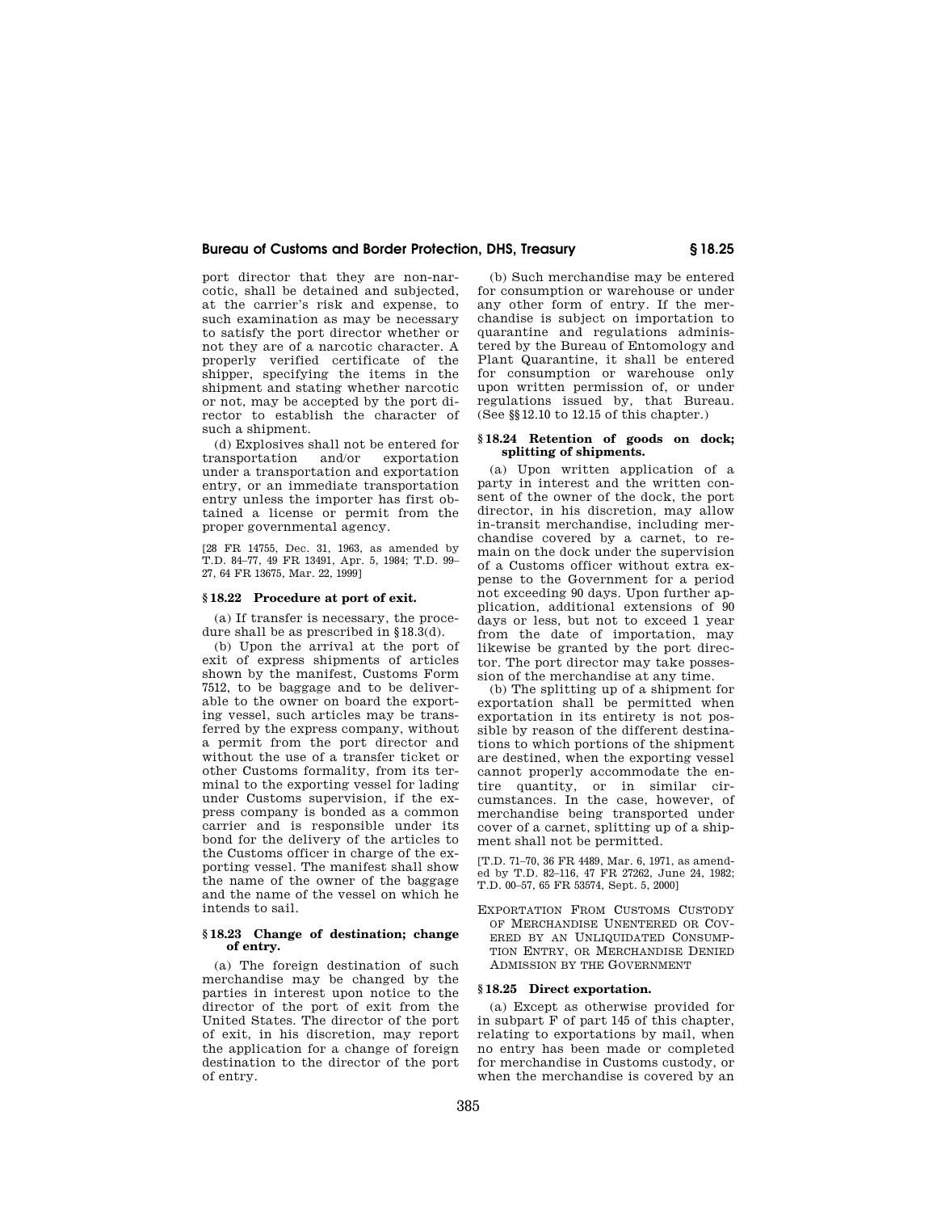port director that they are non-narcotic, shall be detained and subjected, at the carrier's risk and expense, to such examination as may be necessary to satisfy the port director whether or not they are of a narcotic character. A properly verified certificate of the shipper, specifying the items in the shipment and stating whether narcotic or not, may be accepted by the port director to establish the character of such a shipment.

(d) Explosives shall not be entered for transportation and/or exportation under a transportation and exportation entry, or an immediate transportation entry unless the importer has first obtained a license or permit from the proper governmental agency.

[28 FR 14755, Dec. 31, 1963, as amended by T.D. 84–77, 49 FR 13491, Apr. 5, 1984; T.D. 99–27, 64 FR 13675, Mar. 22, 1999]

### § 18.22 Procedure at port of exit.

(a) If transfer is necessary, the procedure shall be as prescribed in §18.3(d).

(b) Upon the arrival at the port of exit of express shipments of articles shown by the manifest, Customs Form 7512, to be baggage and to be deliverable to the owner on board the exporting vessel, such articles may be transferred by the express company, without a permit from the port director and without the use of a transfer ticket or other Customs formality, from its terminal to the exporting vessel for lading under Customs supervision, if the express company is bonded as a common carrier and is responsible under its bond for the delivery of the articles to the Customs officer in charge of the exporting vessel. The manifest shall show the name of the owner of the baggage and the name of the vessel on which he intends to sail.

### § 18.23 Change of destination; change of entry.

(a) The foreign destination of such merchandise may be changed by the parties in interest upon notice to the director of the port of exit from the United States. The director of the port of exit, in his discretion, may report the application for a change of foreign destination to the director of the port of entry.

(b) Such merchandise may be entered for consumption or warehouse or under any other form of entry. If the merchandise is subject on importation to quarantine and regulations administered by the Bureau of Entomology and Plant Quarantine, it shall be entered for consumption or warehouse only upon written permission of, or under regulations issued by, that Bureau. (See §§12.10 to 12.15 of this chapter.)

### § 18.24 Retention of goods on dock; splitting of shipments.

(a) Upon written application of a party in interest and the written consent of the owner of the dock, the port director, in his discretion, may allow in-transit merchandise, including merchandise covered by a carnet, to remain on the dock under the supervision of a Customs officer without extra expense to the Government for a period not exceeding 90 days. Upon further application, additional extensions of 90 days or less, but not to exceed 1 year from the date of importation, may likewise be granted by the port director. The port director may take possession of the merchandise at any time.

(b) The splitting up of a shipment for exportation shall be permitted when exportation in its entirety is not possible by reason of the different destinations to which portions of the shipment are destined, when the exporting vessel cannot properly accommodate the entire quantity, or in similar circumstances. In the case, however, of merchandise being transported under cover of a carnet, splitting up of a shipment shall not be permitted.

[T.D. 71–70, 36 FR 4489, Mar. 6, 1971, as amended by T.D. 82–116, 47 FR 27262, June 24, 1982; T.D. 00–57, 65 FR 53574, Sept. 5, 2000]

## Exportation From Customs Custody of Merchandise Unentered or Covered by an Unliquidated Consumption Entry, or Merchandise Denied Admission by the Government

### § 18.25 Direct exportation.

(a) Except as otherwise provided for in subpart F of part 145 of this chapter, relating to exportations by mail, when no entry has been made or completed for merchandise in Customs custody, or when the merchandise is covered by an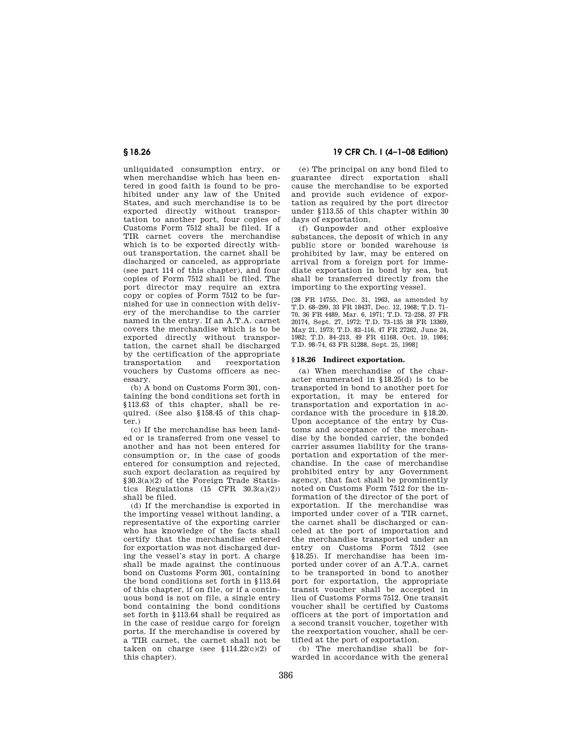unliquidated consumption entry, or when merchandise which has been entered in good faith is found to be prohibited under any law of the United States, and such merchandise is to be exported directly without transportation to another port, four copies of Customs Form 7512 shall be filed. If a TIR carnet covers the merchandise which is to be exported directly without transportation, the carnet shall be discharged or canceled, as appropriate (see part 114 of this chapter), and four copies of Form 7512 shall be filed. The port director may require an extra copy or copies of Form 7512 to be furnished for use in connection with delivery of the merchandise to the carrier named in the entry. If an A.T.A. carnet covers the merchandise which is to be exported directly without transportation, the carnet shall be discharged by the certification of the appropriate transportation and reexportation vouchers by Customs officers as necessary.

(b) A bond on Customs Form 301, containing the bond conditions set forth in §113.63 of this chapter, shall be required. (See also §158.45 of this chapter.)

(c) If the merchandise has been landed or is transferred from one vessel to another and has not been entered for consumption or, in the case of goods entered for consumption and rejected, such export declaration as required by §30.3(a)(2) of the Foreign Trade Statistics Regulations (15 CFR 30.3(a)(2)) shall be filed.

(d) If the merchandise is exported in the importing vessel without landing, a representative of the exporting carrier who has knowledge of the facts shall certify that the merchandise entered for exportation was not discharged during the vessel's stay in port. A charge shall be made against the continuous bond on Customs Form 301, containing the bond conditions set forth in §113.64 of this chapter, if on file, or if a continuous bond is not on file, a single entry bond containing the bond conditions set forth in §113.64 shall be required as in the case of residue cargo for foreign ports. If the merchandise is covered by a TIR carnet, the carnet shall not be taken on charge (see §114.22(c)(2) of this chapter).

(e) The principal on any bond filed to guarantee direct exportation shall cause the merchandise to be exported and provide such evidence of exportation as required by the port director under §113.55 of this chapter within 30 days of exportation.

(f) Gunpowder and other explosive substances, the deposit of which in any public store or bonded warehouse is prohibited by law, may be entered on arrival from a foreign port for immediate exportation in bond by sea, but shall be transferred directly from the importing to the exporting vessel.

[28 FR 14755, Dec. 31, 1963, as amended by T.D. 68–299, 33 FR 18437, Dec. 12, 1968; T.D. 71–70, 36 FR 4489, Mar. 6, 1971; T.D. 72–258, 37 FR 20174, Sept. 27, 1972; T.D. 73–135 38 FR 13369, May 21, 1973; T.D. 82–116, 47 FR 27262, June 24, 1982; T.D. 84–213, 49 FR 41168, Oct. 19, 1984; T.D. 98–74, 63 FR 51288, Sept. 25, 1998]

## §18.26 Indirect exportation.

(a) When merchandise of the character enumerated in §18.25(d) is to be transported in bond to another port for exportation, it may be entered for transportation and exportation in accordance with the procedure in §18.20. Upon acceptance of the entry by Customs and acceptance of the merchandise by the bonded carrier, the bonded carrier assumes liability for the transportation and exportation of the merchandise. In the case of merchandise prohibited entry by any Government agency, that fact shall be prominently noted on Customs Form 7512 for the information of the director of the port of exportation. If the merchandise was imported under cover of a TIR carnet, the carnet shall be discharged or canceled at the port of importation and the merchandise transported under an entry on Customs Form 7512 (see §18.25). If merchandise has been imported under cover of an A.T.A. carnet to be transported in bond to another port for exportation, the appropriate transit voucher shall be accepted in lieu of Customs Forms 7512. One transit voucher shall be certified by Customs officers at the port of importation and a second transit voucher, together with the reexportation voucher, shall be certified at the port of exportation.

(b) The merchandise shall be forwarded in accordance with the general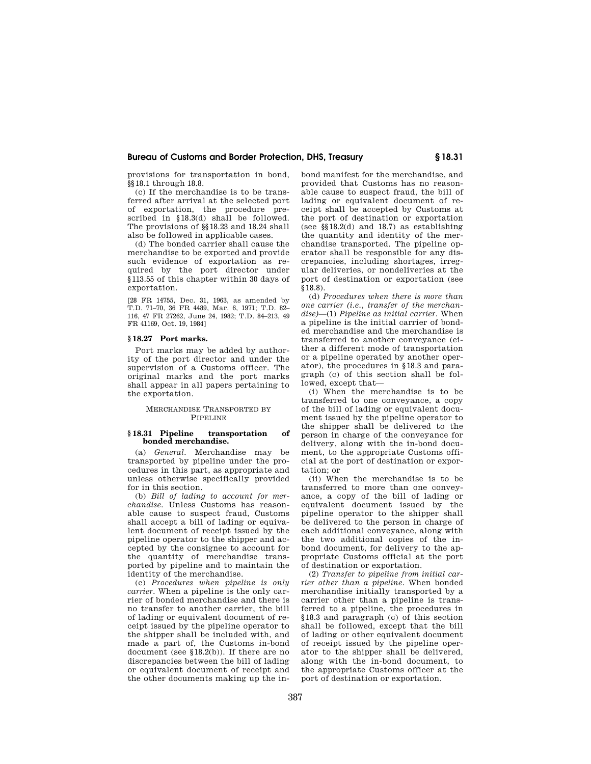provisions for transportation in bond, §§18.1 through 18.8.

(c) If the merchandise is to be transferred after arrival at the selected port of exportation, the procedure prescribed in §18.3(d) shall be followed. The provisions of §§18.23 and 18.24 shall also be followed in applicable cases.

(d) The bonded carrier shall cause the merchandise to be exported and provide such evidence of exportation as required by the port director under §113.55 of this chapter within 30 days of exportation.

[28 FR 14755, Dec. 31, 1963, as amended by T.D. 71–70, 36 FR 4489, Mar. 6, 1971; T.D. 82–116, 47 FR 27262, June 24, 1982; T.D. 84–213, 49 FR 41169, Oct. 19, 1984]

### § 18.27 Port marks.

Port marks may be added by authority of the port director and under the supervision of a Customs officer. The original marks and the port marks shall appear in all papers pertaining to the exportation.

## MERCHANDISE TRANSPORTED BY PIPELINE

### § 18.31 Pipeline transportation of bonded merchandise.

(a) *General.* Merchandise may be transported by pipeline under the procedures in this part, as appropriate and unless otherwise specifically provided for in this section.

(b) *Bill of lading to account for merchandise.* Unless Customs has reasonable cause to suspect fraud, Customs shall accept a bill of lading or equivalent document of receipt issued by the pipeline operator to the shipper and accepted by the consignee to account for the quantity of merchandise transported by pipeline and to maintain the identity of the merchandise.

(c) *Procedures when pipeline is only carrier.* When a pipeline is the only carrier of bonded merchandise and there is no transfer to another carrier, the bill of lading or equivalent document of receipt issued by the pipeline operator to the shipper shall be included with, and made a part of, the Customs in-bond document (see §18.2(b)). If there are no discrepancies between the bill of lading or equivalent document of receipt and the other documents making up the in-bond manifest for the merchandise, and provided that Customs has no reasonable cause to suspect fraud, the bill of lading or equivalent document of receipt shall be accepted by Customs at the port of destination or exportation (see §§18.2(d) and 18.7) as establishing the quantity and identity of the merchandise transported. The pipeline operator shall be responsible for any discrepancies, including shortages, irregular deliveries, or nondeliveries at the port of destination or exportation (see §18.8).

(d) *Procedures when there is more than one carrier (i.e., transfer of the merchandise)*—(1) *Pipeline as initial carrier.* When a pipeline is the initial carrier of bonded merchandise and the merchandise is transferred to another conveyance (either a different mode of transportation or a pipeline operated by another operator), the procedures in §18.3 and paragraph (c) of this section shall be followed, except that—

(i) When the merchandise is to be transferred to one conveyance, a copy of the bill of lading or equivalent document issued by the pipeline operator to the shipper shall be delivered to the person in charge of the conveyance for delivery, along with the in-bond document, to the appropriate Customs official at the port of destination or exportation; or

(ii) When the merchandise is to be transferred to more than one conveyance, a copy of the bill of lading or equivalent document issued by the pipeline operator to the shipper shall be delivered to the person in charge of each additional conveyance, along with the two additional copies of the in-bond document, for delivery to the appropriate Customs official at the port of destination or exportation.

(2) *Transfer to pipeline from initial carrier other than a pipeline.* When bonded merchandise initially transported by a carrier other than a pipeline is transferred to a pipeline, the procedures in §18.3 and paragraph (c) of this section shall be followed, except that the bill of lading or other equivalent document of receipt issued by the pipeline operator to the shipper shall be delivered, along with the in-bond document, to the appropriate Customs officer at the port of destination or exportation.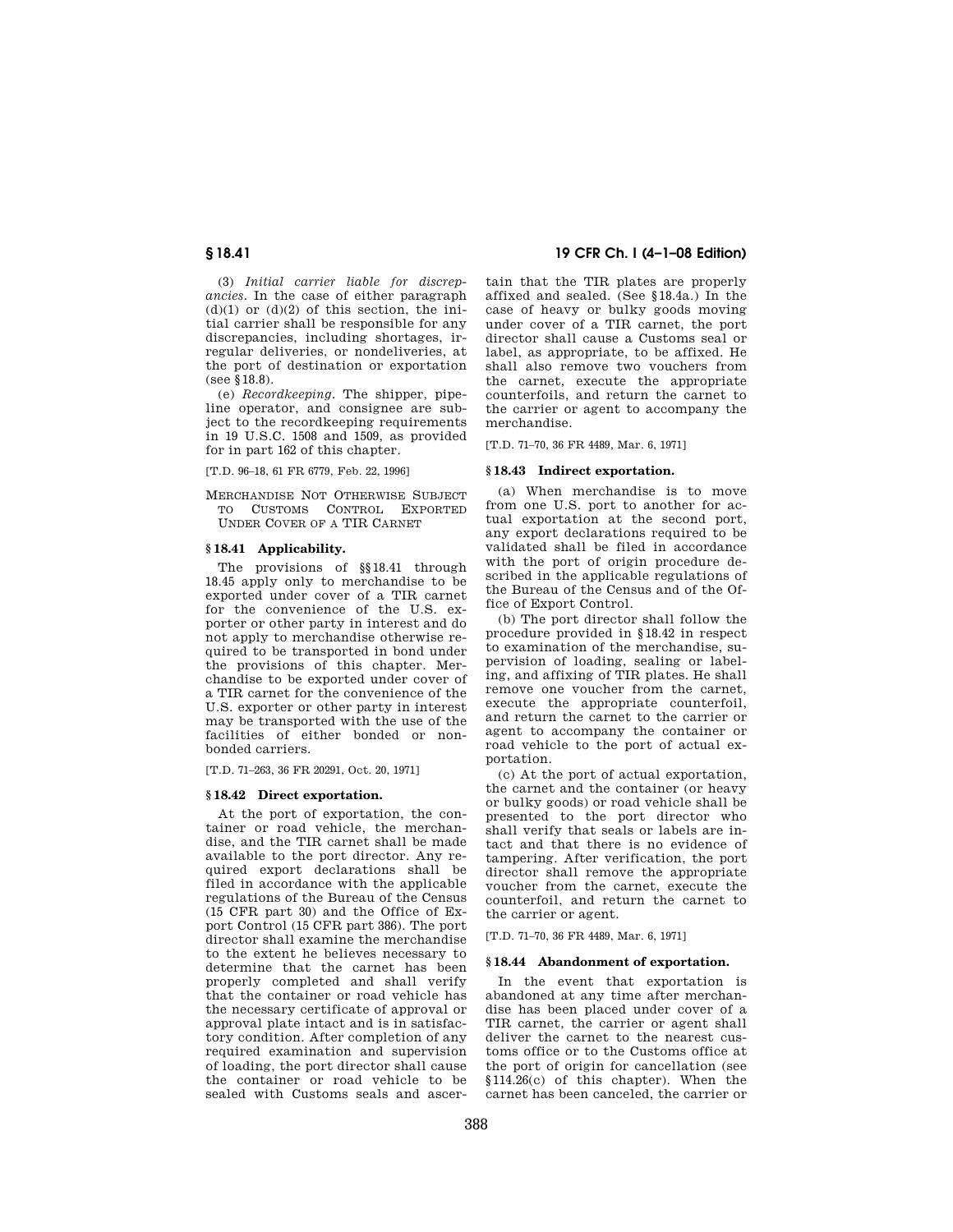(3) *Initial carrier liable for discrepancies.* In the case of either paragraph (d)(1) or (d)(2) of this section, the initial carrier shall be responsible for any discrepancies, including shortages, irregular deliveries, or nondeliveries, at the port of destination or exportation (see §18.8).

(e) *Recordkeeping.* The shipper, pipeline operator, and consignee are subject to the recordkeeping requirements in 19 U.S.C. 1508 and 1509, as provided for in part 162 of this chapter.

[T.D. 96–18, 61 FR 6779, Feb. 22, 1996]

MERCHANDISE NOT OTHERWISE SUBJECT TO CUSTOMS CONTROL EXPORTED UNDER COVER OF A TIR CARNET

### § 18.41 Applicability.

The provisions of §§18.41 through 18.45 apply only to merchandise to be exported under cover of a TIR carnet for the convenience of the U.S. exporter or other party in interest and do not apply to merchandise otherwise required to be transported in bond under the provisions of this chapter. Merchandise to be exported under cover of a TIR carnet for the convenience of the U.S. exporter or other party in interest may be transported with the use of the facilities of either bonded or nonbonded carriers.

[T.D. 71–263, 36 FR 20291, Oct. 20, 1971]

### § 18.42 Direct exportation.

At the port of exportation, the container or road vehicle, the merchandise, and the TIR carnet shall be made available to the port director. Any required export declarations shall be filed in accordance with the applicable regulations of the Bureau of the Census (15 CFR part 30) and the Office of Export Control (15 CFR part 386). The port director shall examine the merchandise to the extent he believes necessary to determine that the carnet has been properly completed and shall verify that the container or road vehicle has the necessary certificate of approval or approval plate intact and is in satisfactory condition. After completion of any required examination and supervision of loading, the port director shall cause the container or road vehicle to be sealed with Customs seals and ascertain that the TIR plates are properly affixed and sealed. (See §18.4a.) In the case of heavy or bulky goods moving under cover of a TIR carnet, the port director shall cause a Customs seal or label, as appropriate, to be affixed. He shall also remove two vouchers from the carnet, execute the appropriate counterfoils, and return the carnet to the carrier or agent to accompany the merchandise.

[T.D. 71–70, 36 FR 4489, Mar. 6, 1971]

### § 18.43 Indirect exportation.

(a) When merchandise is to move from one U.S. port to another for actual exportation at the second port, any export declarations required to be validated shall be filed in accordance with the port of origin procedure described in the applicable regulations of the Bureau of the Census and of the Office of Export Control.

(b) The port director shall follow the procedure provided in §18.42 in respect to examination of the merchandise, supervision of loading, sealing or labeling, and affixing of TIR plates. He shall remove one voucher from the carnet, execute the appropriate counterfoil, and return the carnet to the carrier or agent to accompany the container or road vehicle to the port of actual exportation.

(c) At the port of actual exportation, the carnet and the container (or heavy or bulky goods) or road vehicle shall be presented to the port director who shall verify that seals or labels are intact and that there is no evidence of tampering. After verification, the port director shall remove the appropriate voucher from the carnet, execute the counterfoil, and return the carnet to the carrier or agent.

[T.D. 71–70, 36 FR 4489, Mar. 6, 1971]

### § 18.44 Abandonment of exportation.

In the event that exportation is abandoned at any time after merchandise has been placed under cover of a TIR carnet, the carrier or agent shall deliver the carnet to the nearest customs office or to the Customs office at the port of origin for cancellation (see §114.26(c) of this chapter). When the carnet has been canceled, the carrier or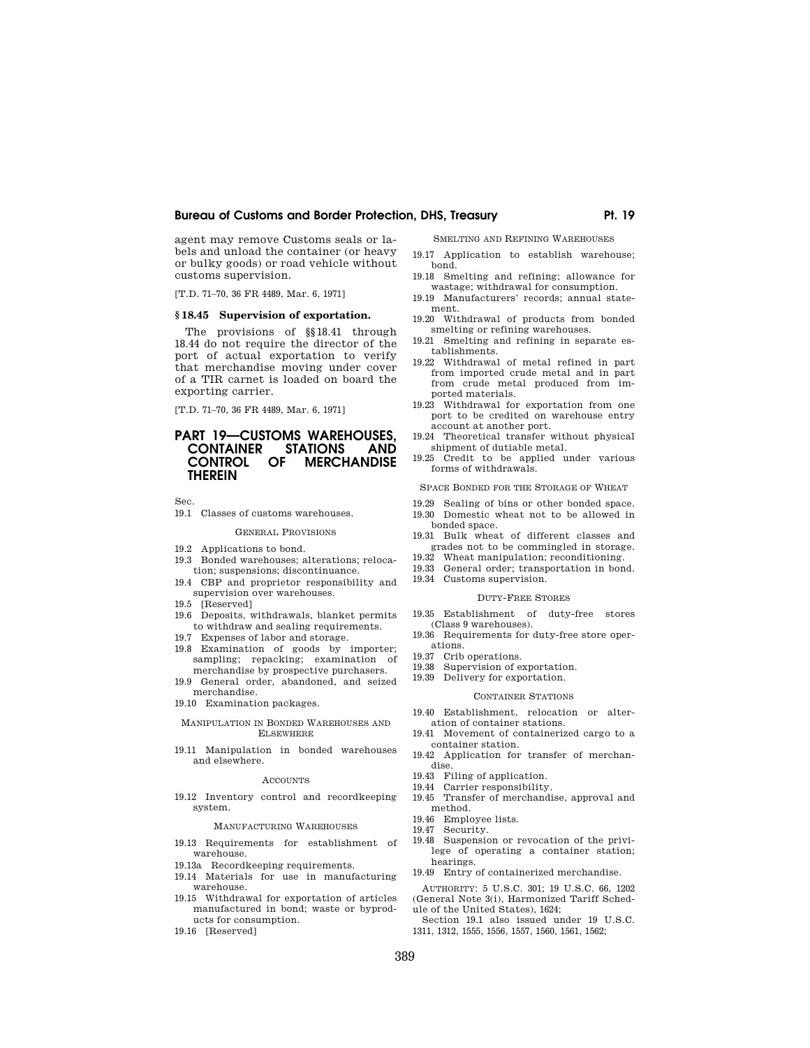agent may remove Customs seals or labels and unload the container (or heavy or bulky goods) or road vehicle without customs supervision.

[T.D. 71–70, 36 FR 4489, Mar. 6, 1971]

### § 18.45 Supervision of exportation.

The provisions of §§ 18.41 through 18.44 do not require the director of the port of actual exportation to verify that merchandise moving under cover of a TIR carnet is loaded on board the exporting carrier.

[T.D. 71–70, 36 FR 4489, Mar. 6, 1971]

## PART 19—CUSTOMS WAREHOUSES, CONTAINER STATIONS AND CONTROL OF MERCHANDISE THEREIN

Sec.

19.1 Classes of customs warehouses.

GENERAL PROVISIONS

19.2 Applications to bond.
19.3 Bonded warehouses; alterations; relocation; suspensions; discontinuance.
19.4 CBP and proprietor responsibility and supervision over warehouses.
19.5 [Reserved]
19.6 Deposits, withdrawals, blanket permits to withdraw and sealing requirements.
19.7 Expenses of labor and storage.
19.8 Examination of goods by importer; sampling; repacking; examination of merchandise by prospective purchasers.
19.9 General order, abandoned, and seized merchandise.
19.10 Examination packages.

MANIPULATION IN BONDED WAREHOUSES AND ELSEWHERE

19.11 Manipulation in bonded warehouses and elsewhere.

ACCOUNTS

19.12 Inventory control and recordkeeping system.

MANUFACTURING WAREHOUSES

19.13 Requirements for establishment of warehouse.
19.13a Recordkeeping requirements.
19.14 Materials for use in manufacturing warehouse.
19.15 Withdrawal for exportation of articles manufactured in bond; waste or byproducts for consumption.
19.16 [Reserved]

SMELTING AND REFINING WAREHOUSES

19.17 Application to establish warehouse; bond.
19.18 Smelting and refining; allowance for wastage; withdrawal for consumption.
19.19 Manufacturers' records; annual statement.
19.20 Withdrawal of products from bonded smelting or refining warehouses.
19.21 Smelting and refining in separate establishments.
19.22 Withdrawal of metal refined in part from imported crude metal and in part from crude metal produced from imported materials.
19.23 Withdrawal for exportation from one port to be credited on warehouse entry account at another port.
19.24 Theoretical transfer without physical shipment of dutiable metal.
19.25 Credit to be applied under various forms of withdrawals.

SPACE BONDED FOR THE STORAGE OF WHEAT

19.29 Sealing of bins or other bonded space.
19.30 Domestic wheat not to be allowed in bonded space.
19.31 Bulk wheat of different classes and grades not to be commingled in storage.
19.32 Wheat manipulation; reconditioning.
19.33 General order; transportation in bond.
19.34 Customs supervision.

DUTY-FREE STORES

19.35 Establishment of duty-free stores (Class 9 warehouses).
19.36 Requirements for duty-free store operations.
19.37 Crib operations.
19.38 Supervision of exportation.
19.39 Delivery for exportation.

CONTAINER STATIONS

19.40 Establishment, relocation or alteration of container stations.
19.41 Movement of containerized cargo to a container station.
19.42 Application for transfer of merchandise.
19.43 Filing of application.
19.44 Carrier responsibility.
19.45 Transfer of merchandise, approval and method.
19.46 Employee lists.
19.47 Security.
19.48 Suspension or revocation of the privilege of operating a container station; hearings.
19.49 Entry of containerized merchandise.

AUTHORITY: 5 U.S.C. 301; 19 U.S.C. 66, 1202 (General Note 3(i), Harmonized Tariff Schedule of the United States), 1624;

Section 19.1 also issued under 19 U.S.C. 1311, 1312, 1555, 1556, 1557, 1560, 1561, 1562;